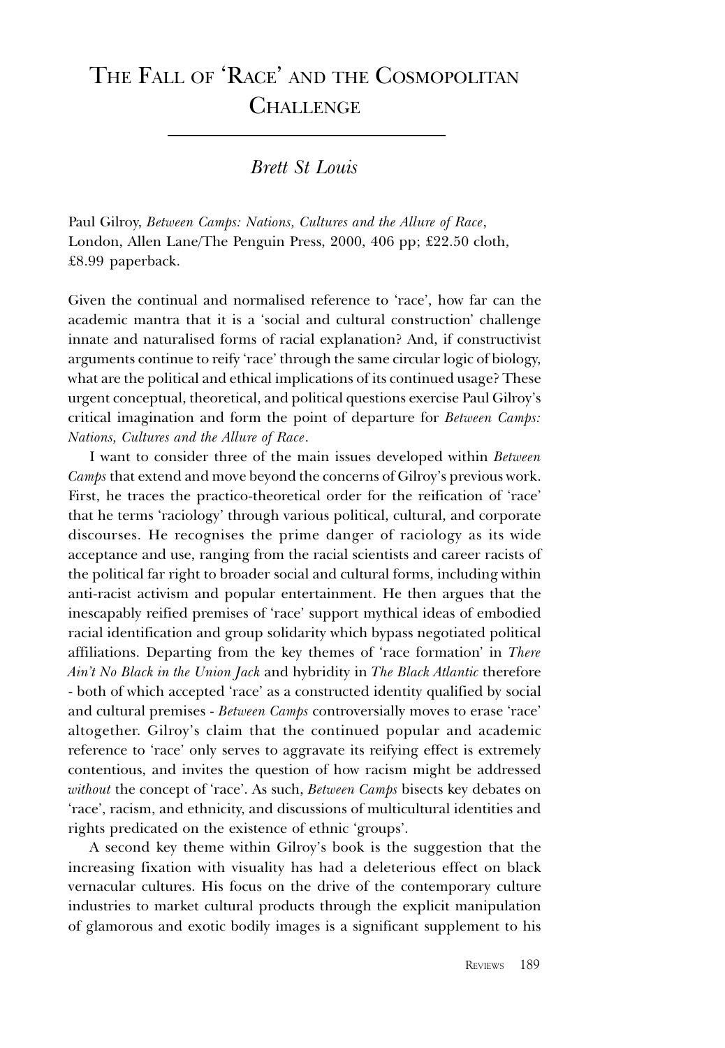# The Fall of 'Race' and the Cosmopolitan Challenge

*Brett St Louis*

Paul Gilroy, *Between Camps: Nations, Cultures and the Allure of Race*, London, Allen Lane/The Penguin Press, 2000, 406 pp; £22.50 cloth, £8.99 paperback.

Given the continual and normalised reference to 'race', how far can the academic mantra that it is a 'social and cultural construction' challenge innate and naturalised forms of racial explanation? And, if constructivist arguments continue to reify 'race' through the same circular logic of biology, what are the political and ethical implications of its continued usage? These urgent conceptual, theoretical, and political questions exercise Paul Gilroy's critical imagination and form the point of departure for *Between Camps: Nations, Cultures and the Allure of Race*.

I want to consider three of the main issues developed within *Between Camps* that extend and move beyond the concerns of Gilroy's previous work. First, he traces the practico-theoretical order for the reification of 'race' that he terms 'raciology' through various political, cultural, and corporate discourses. He recognises the prime danger of raciology as its wide acceptance and use, ranging from the racial scientists and career racists of the political far right to broader social and cultural forms, including within anti-racist activism and popular entertainment. He then argues that the inescapably reified premises of 'race' support mythical ideas of embodied racial identification and group solidarity which bypass negotiated political affiliations. Departing from the key themes of 'race formation' in *There Ain't No Black in the Union Jack* and hybridity in *The Black Atlantic* therefore - both of which accepted 'race' as a constructed identity qualified by social and cultural premises - *Between Camps* controversially moves to erase 'race' altogether. Gilroy's claim that the continued popular and academic reference to 'race' only serves to aggravate its reifying effect is extremely contentious, and invites the question of how racism might be addressed *without* the concept of 'race'. As such, *Between Camps* bisects key debates on 'race', racism, and ethnicity, and discussions of multicultural identities and rights predicated on the existence of ethnic 'groups'.

A second key theme within Gilroy's book is the suggestion that the increasing fixation with visuality has had a deleterious effect on black vernacular cultures. His focus on the drive of the contemporary culture industries to market cultural products through the explicit manipulation of glamorous and exotic bodily images is a significant supplement to his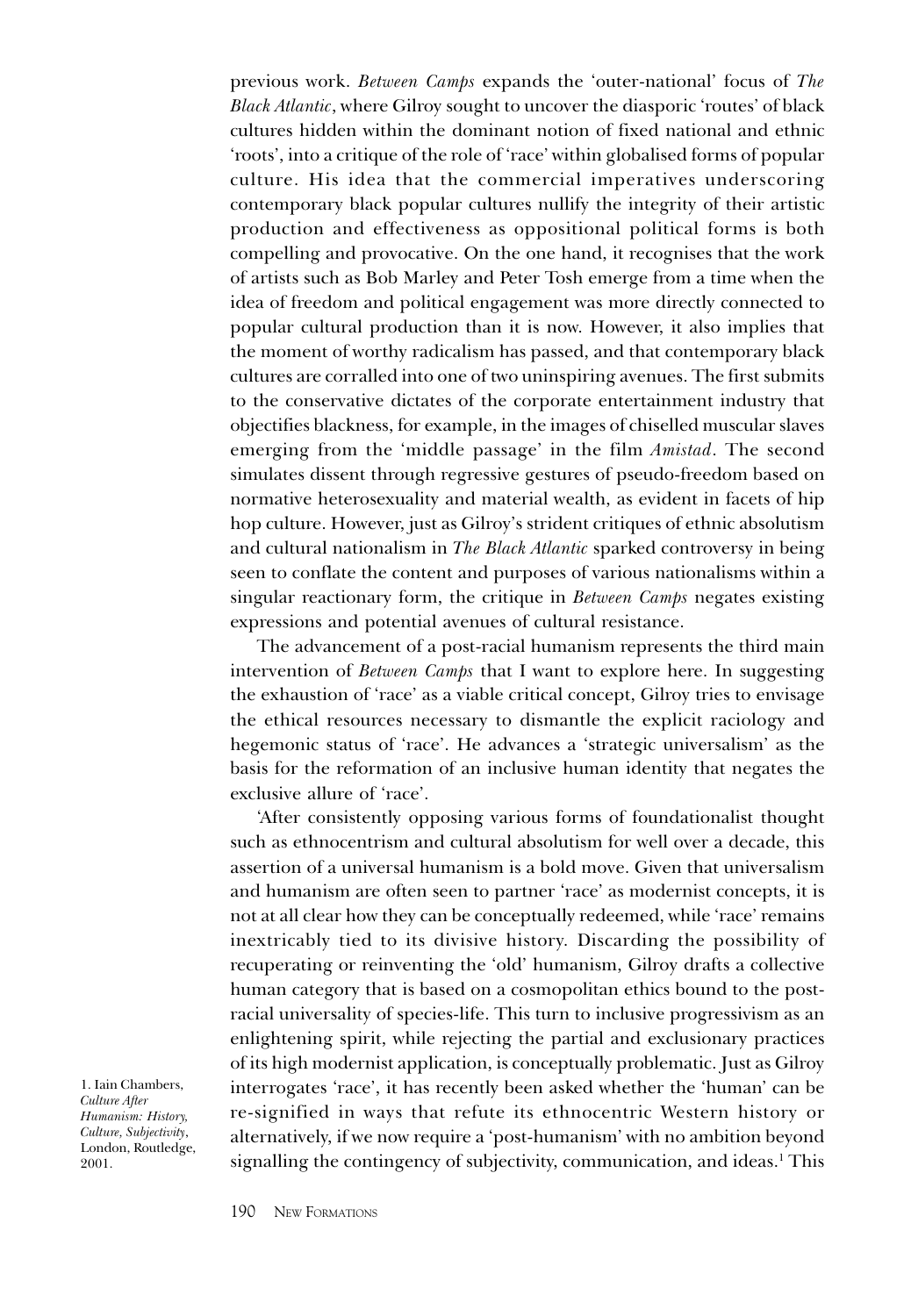previous work. *Between Camps* expands the 'outer-national' focus of *The Black Atlantic*, where Gilroy sought to uncover the diasporic 'routes' of black cultures hidden within the dominant notion of fixed national and ethnic 'roots', into a critique of the role of 'race' within globalised forms of popular culture. His idea that the commercial imperatives underscoring contemporary black popular cultures nullify the integrity of their artistic production and effectiveness as oppositional political forms is both compelling and provocative. On the one hand, it recognises that the work of artists such as Bob Marley and Peter Tosh emerge from a time when the idea of freedom and political engagement was more directly connected to popular cultural production than it is now. However, it also implies that the moment of worthy radicalism has passed, and that contemporary black cultures are corralled into one of two uninspiring avenues. The first submits to the conservative dictates of the corporate entertainment industry that objectifies blackness, for example, in the images of chiselled muscular slaves emerging from the 'middle passage' in the film *Amistad*. The second simulates dissent through regressive gestures of pseudo-freedom based on normative heterosexuality and material wealth, as evident in facets of hip hop culture. However, just as Gilroy's strident critiques of ethnic absolutism and cultural nationalism in *The Black Atlantic* sparked controversy in being seen to conflate the content and purposes of various nationalisms within a singular reactionary form, the critique in *Between Camps* negates existing expressions and potential avenues of cultural resistance.

The advancement of a post-racial humanism represents the third main intervention of *Between Camps* that I want to explore here. In suggesting the exhaustion of 'race' as a viable critical concept, Gilroy tries to envisage the ethical resources necessary to dismantle the explicit raciology and hegemonic status of 'race'. He advances a 'strategic universalism' as the basis for the reformation of an inclusive human identity that negates the exclusive allure of 'race'.

'After consistently opposing various forms of foundationalist thought such as ethnocentrism and cultural absolutism for well over a decade, this assertion of a universal humanism is a bold move. Given that universalism and humanism are often seen to partner 'race' as modernist concepts, it is not at all clear how they can be conceptually redeemed, while 'race' remains inextricably tied to its divisive history. Discarding the possibility of recuperating or reinventing the 'old' humanism, Gilroy drafts a collective human category that is based on a cosmopolitan ethics bound to the post-racial universality of species-life. This turn to inclusive progressivism as an enlightening spirit, while rejecting the partial and exclusionary practices of its high modernist application, is conceptually problematic. Just as Gilroy interrogates 'race', it has recently been asked whether the 'human' can be re-signified in ways that refute its ethnocentric Western history or alternatively, if we now require a 'post-humanism' with no ambition beyond signalling the contingency of subjectivity, communication, and ideas.[1] This

1. Iain Chambers, *Culture After Humanism: History, Culture, Subjectivity*, London, Routledge, 2001.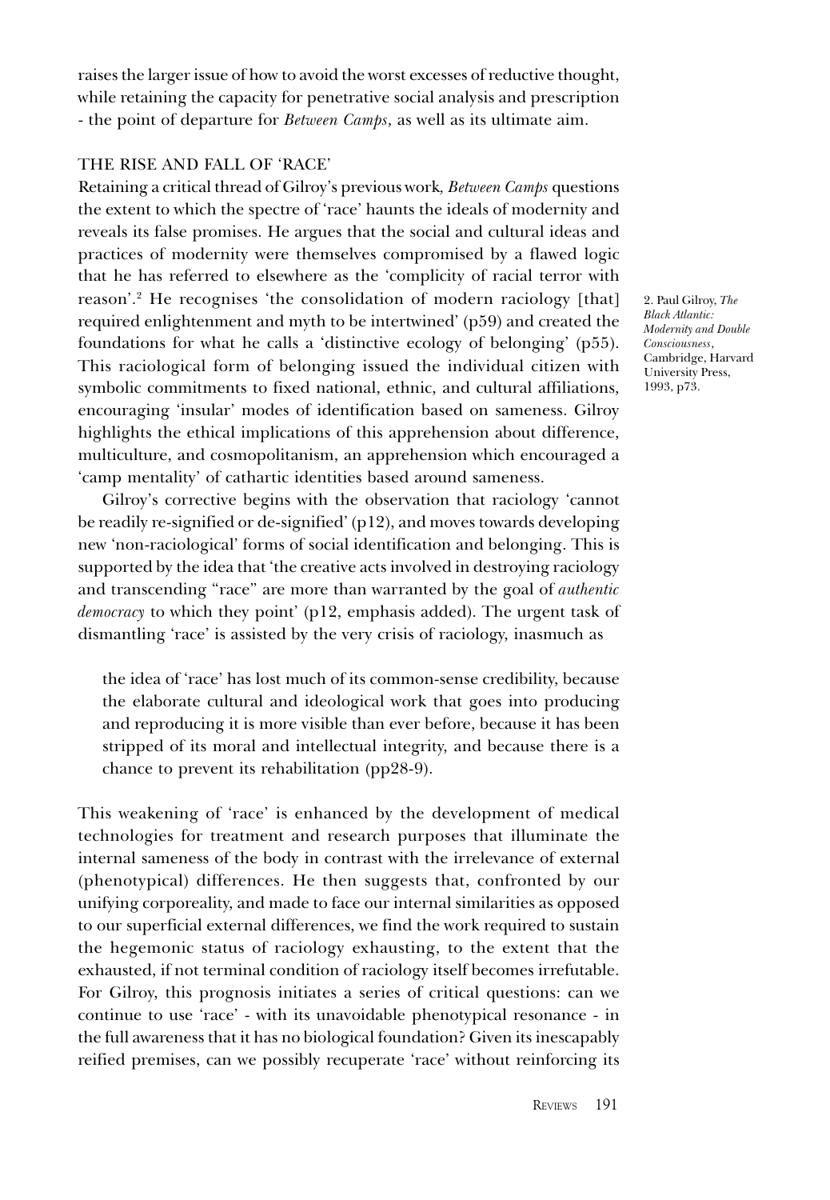raises the larger issue of how to avoid the worst excesses of reductive thought, while retaining the capacity for penetrative social analysis and prescription - the point of departure for *Between Camps*, as well as its ultimate aim.

## THE RISE AND FALL OF 'RACE'

Retaining a critical thread of Gilroy's previous work, *Between Camps* questions the extent to which the spectre of 'race' haunts the ideals of modernity and reveals its false promises. He argues that the social and cultural ideas and practices of modernity were themselves compromised by a flawed logic that he has referred to elsewhere as the 'complicity of racial terror with reason'.[2] He recognises 'the consolidation of modern raciology [that] required enlightenment and myth to be intertwined' (p59) and created the foundations for what he calls a 'distinctive ecology of belonging' (p55). This raciological form of belonging issued the individual citizen with symbolic commitments to fixed national, ethnic, and cultural affiliations, encouraging 'insular' modes of identification based on sameness. Gilroy highlights the ethical implications of this apprehension about difference, multiculture, and cosmopolitanism, an apprehension which encouraged a 'camp mentality' of cathartic identities based around sameness.

Gilroy's corrective begins with the observation that raciology 'cannot be readily re-signified or de-signified' (p12), and moves towards developing new 'non-raciological' forms of social identification and belonging. This is supported by the idea that 'the creative acts involved in destroying raciology and transcending "race" are more than warranted by the goal of *authentic democracy* to which they point' (p12, emphasis added). The urgent task of dismantling 'race' is assisted by the very crisis of raciology, inasmuch as

> the idea of 'race' has lost much of its common-sense credibility, because the elaborate cultural and ideological work that goes into producing and reproducing it is more visible than ever before, because it has been stripped of its moral and intellectual integrity, and because there is a chance to prevent its rehabilitation (pp28-9).

This weakening of 'race' is enhanced by the development of medical technologies for treatment and research purposes that illuminate the internal sameness of the body in contrast with the irrelevance of external (phenotypical) differences. He then suggests that, confronted by our unifying corporeality, and made to face our internal similarities as opposed to our superficial external differences, we find the work required to sustain the hegemonic status of raciology exhausting, to the extent that the exhausted, if not terminal condition of raciology itself becomes irrefutable. For Gilroy, this prognosis initiates a series of critical questions: can we continue to use 'race' - with its unavoidable phenotypical resonance - in the full awareness that it has no biological foundation? Given its inescapably reified premises, can we possibly recuperate 'race' without reinforcing its

2. Paul Gilroy, *The Black Atlantic: Modernity and Double Consciousness*, Cambridge, Harvard University Press, 1993, p73.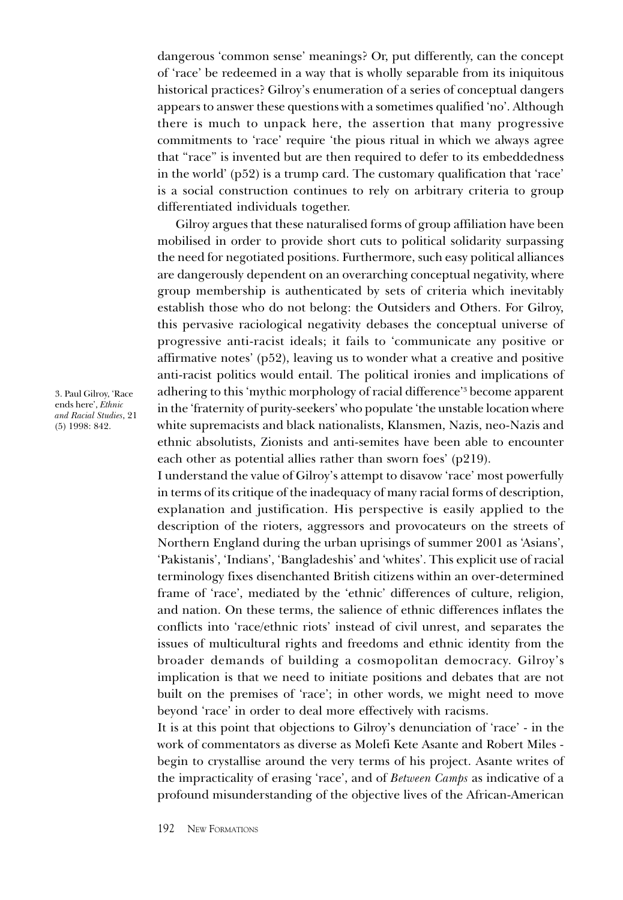dangerous 'common sense' meanings? Or, put differently, can the concept of 'race' be redeemed in a way that is wholly separable from its iniquitous historical practices? Gilroy's enumeration of a series of conceptual dangers appears to answer these questions with a sometimes qualified 'no'. Although there is much to unpack here, the assertion that many progressive commitments to 'race' require 'the pious ritual in which we always agree that "race" is invented but are then required to defer to its embeddedness in the world' (p52) is a trump card. The customary qualification that 'race' is a social construction continues to rely on arbitrary criteria to group differentiated individuals together.

Gilroy argues that these naturalised forms of group affiliation have been mobilised in order to provide short cuts to political solidarity surpassing the need for negotiated positions. Furthermore, such easy political alliances are dangerously dependent on an overarching conceptual negativity, where group membership is authenticated by sets of criteria which inevitably establish those who do not belong: the Outsiders and Others. For Gilroy, this pervasive raciological negativity debases the conceptual universe of progressive anti-racist ideals; it fails to 'communicate any positive or affirmative notes' (p52), leaving us to wonder what a creative and positive anti-racist politics would entail. The political ironies and implications of adhering to this 'mythic morphology of racial difference'[3] become apparent in the 'fraternity of purity-seekers' who populate 'the unstable location where white supremacists and black nationalists, Klansmen, Nazis, neo-Nazis and ethnic absolutists, Zionists and anti-semites have been able to encounter each other as potential allies rather than sworn foes' (p219).

I understand the value of Gilroy's attempt to disavow 'race' most powerfully in terms of its critique of the inadequacy of many racial forms of description, explanation and justification. His perspective is easily applied to the description of the rioters, aggressors and provocateurs on the streets of Northern England during the urban uprisings of summer 2001 as 'Asians', 'Pakistanis', 'Indians', 'Bangladeshis' and 'whites'. This explicit use of racial terminology fixes disenchanted British citizens within an over-determined frame of 'race', mediated by the 'ethnic' differences of culture, religion, and nation. On these terms, the salience of ethnic differences inflates the conflicts into 'race/ethnic riots' instead of civil unrest, and separates the issues of multicultural rights and freedoms and ethnic identity from the broader demands of building a cosmopolitan democracy. Gilroy's implication is that we need to initiate positions and debates that are not built on the premises of 'race'; in other words, we might need to move beyond 'race' in order to deal more effectively with racisms.

It is at this point that objections to Gilroy's denunciation of 'race' - in the work of commentators as diverse as Molefi Kete Asante and Robert Miles - begin to crystallise around the very terms of his project. Asante writes of the impracticality of erasing 'race', and of *Between Camps* as indicative of a profound misunderstanding of the objective lives of the African-American

3. Paul Gilroy, 'Race ends here', *Ethnic and Racial Studies*, 21 (5) 1998: 842.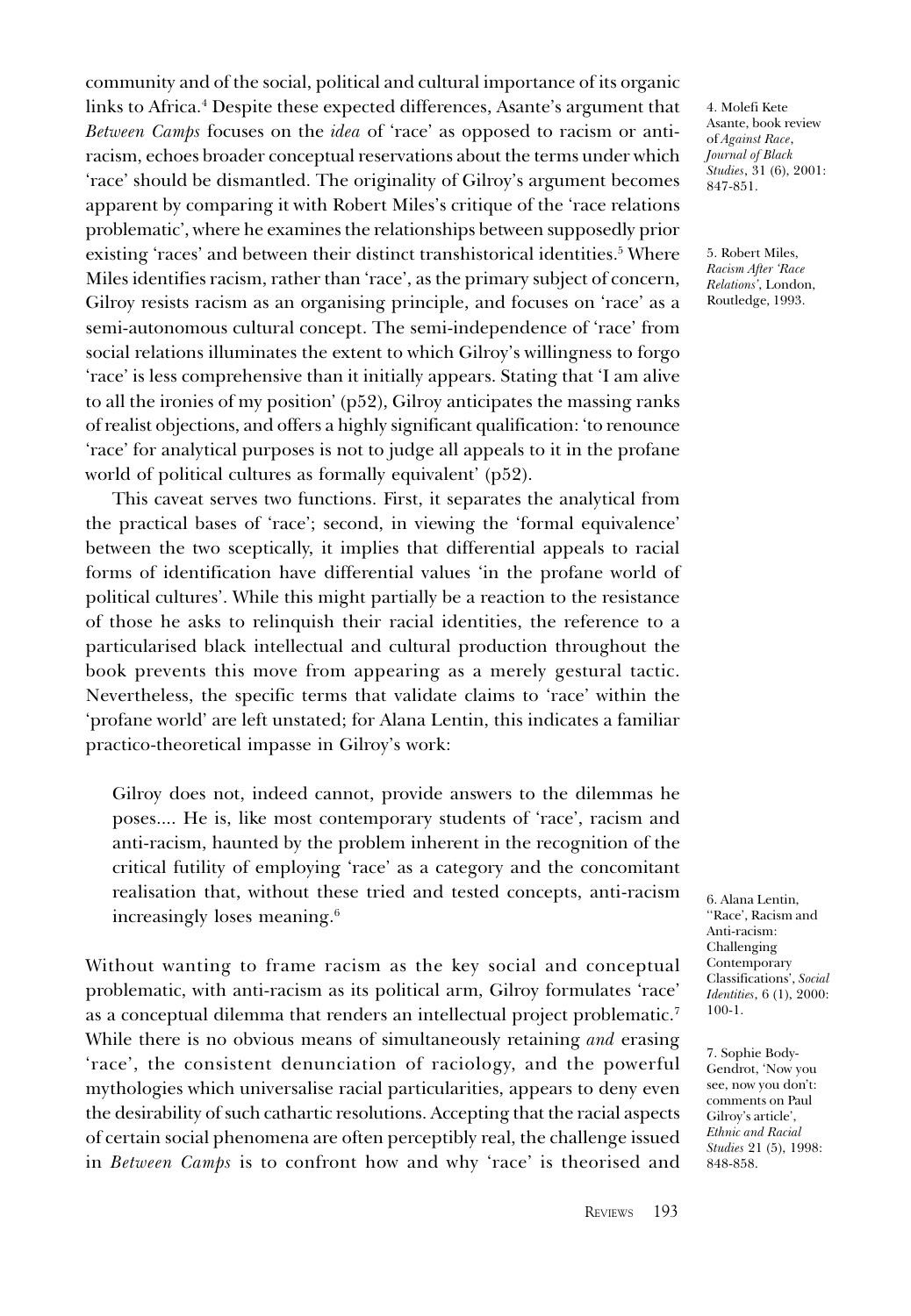community and of the social, political and cultural importance of its organic links to Africa.[4] Despite these expected differences, Asante's argument that *Between Camps* focuses on the *idea* of 'race' as opposed to racism or anti-racism, echoes broader conceptual reservations about the terms under which 'race' should be dismantled. The originality of Gilroy's argument becomes apparent by comparing it with Robert Miles's critique of the 'race relations problematic', where he examines the relationships between supposedly prior existing 'races' and between their distinct transhistorical identities.[5] Where Miles identifies racism, rather than 'race', as the primary subject of concern, Gilroy resists racism as an organising principle, and focuses on 'race' as a semi-autonomous cultural concept. The semi-independence of 'race' from social relations illuminates the extent to which Gilroy's willingness to forgo 'race' is less comprehensive than it initially appears. Stating that 'I am alive to all the ironies of my position' (p52), Gilroy anticipates the massing ranks of realist objections, and offers a highly significant qualification: 'to renounce 'race' for analytical purposes is not to judge all appeals to it in the profane world of political cultures as formally equivalent' (p52).

This caveat serves two functions. First, it separates the analytical from the practical bases of 'race'; second, in viewing the 'formal equivalence' between the two sceptically, it implies that differential appeals to racial forms of identification have differential values 'in the profane world of political cultures'. While this might partially be a reaction to the resistance of those he asks to relinquish their racial identities, the reference to a particularised black intellectual and cultural production throughout the book prevents this move from appearing as a merely gestural tactic. Nevertheless, the specific terms that validate claims to 'race' within the 'profane world' are left unstated; for Alana Lentin, this indicates a familiar practico-theoretical impasse in Gilroy's work:

> Gilroy does not, indeed cannot, provide answers to the dilemmas he poses.... He is, like most contemporary students of 'race', racism and anti-racism, haunted by the problem inherent in the recognition of the critical futility of employing 'race' as a category and the concomitant realisation that, without these tried and tested concepts, anti-racism increasingly loses meaning.[6]

Without wanting to frame racism as the key social and conceptual problematic, with anti-racism as its political arm, Gilroy formulates 'race' as a conceptual dilemma that renders an intellectual project problematic.[7] While there is no obvious means of simultaneously retaining *and* erasing 'race', the consistent denunciation of raciology, and the powerful mythologies which universalise racial particularities, appears to deny even the desirability of such cathartic resolutions. Accepting that the racial aspects of certain social phenomena are often perceptibly real, the challenge issued in *Between Camps* is to confront how and why 'race' is theorised and

4. Molefi Kete Asante, book review of *Against Race*, *Journal of Black Studies*, 31 (6), 2001: 847-851.

5. Robert Miles, *Racism After 'Race Relations'*, London, Routledge, 1993.

6. Alana Lentin, ''Race', Racism and Anti-racism: Challenging Contemporary Classifications', *Social Identities*, 6 (1), 2000: 100-1.

7. Sophie Body-Gendrot, 'Now you see, now you don't: comments on Paul Gilroy's article', *Ethnic and Racial Studies* 21 (5), 1998: 848-858.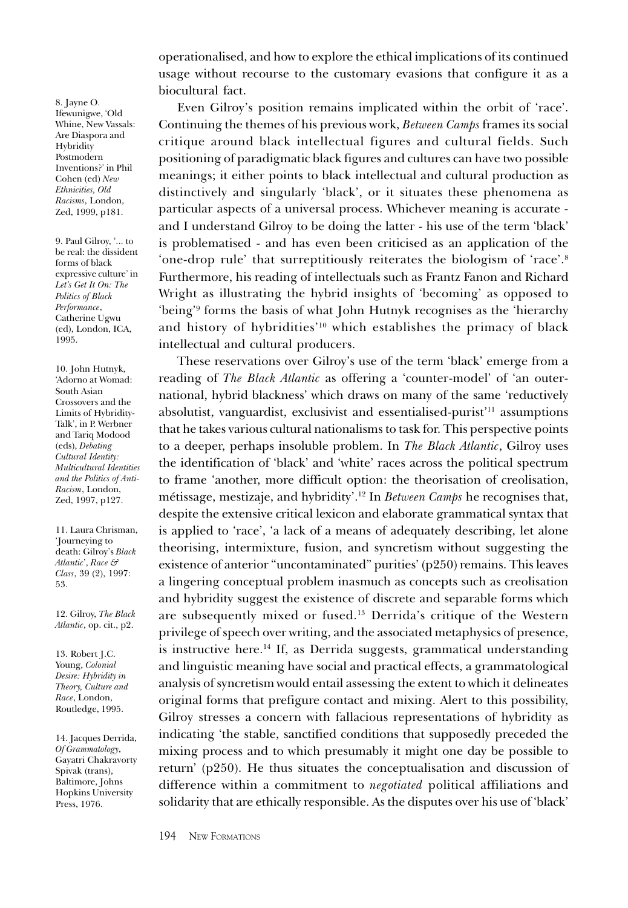operationalised, and how to explore the ethical implications of its continued usage without recourse to the customary evasions that configure it as a biocultural fact.

Even Gilroy's position remains implicated within the orbit of 'race'. Continuing the themes of his previous work, *Between Camps* frames its social critique around black intellectual figures and cultural fields. Such positioning of paradigmatic black figures and cultures can have two possible meanings; it either points to black intellectual and cultural production as distinctively and singularly 'black', or it situates these phenomena as particular aspects of a universal process. Whichever meaning is accurate - and I understand Gilroy to be doing the latter - his use of the term 'black' is problematised - and has even been criticised as an application of the 'one-drop rule' that surreptitiously reiterates the biologism of 'race'.[8] Furthermore, his reading of intellectuals such as Frantz Fanon and Richard Wright as illustrating the hybrid insights of 'becoming' as opposed to 'being'[9] forms the basis of what John Hutnyk recognises as the 'hierarchy and history of hybridities'[10] which establishes the primacy of black intellectual and cultural producers.

These reservations over Gilroy's use of the term 'black' emerge from a reading of *The Black Atlantic* as offering a 'counter-model' of 'an outer-national, hybrid blackness' which draws on many of the same 'reductively absolutist, vanguardist, exclusivist and essentialised-purist'[11] assumptions that he takes various cultural nationalisms to task for. This perspective points to a deeper, perhaps insoluble problem. In *The Black Atlantic*, Gilroy uses the identification of 'black' and 'white' races across the political spectrum to frame 'another, more difficult option: the theorisation of creolisation, métissage, mestizaje, and hybridity'.[12] In *Between Camps* he recognises that, despite the extensive critical lexicon and elaborate grammatical syntax that is applied to 'race', 'a lack of a means of adequately describing, let alone theorising, intermixture, fusion, and syncretism without suggesting the existence of anterior "uncontaminated" purities' (p250) remains. This leaves a lingering conceptual problem inasmuch as concepts such as creolisation and hybridity suggest the existence of discrete and separable forms which are subsequently mixed or fused.[13] Derrida's critique of the Western privilege of speech over writing, and the associated metaphysics of presence, is instructive here.[14] If, as Derrida suggests, grammatical understanding and linguistic meaning have social and practical effects, a grammatological analysis of syncretism would entail assessing the extent to which it delineates original forms that prefigure contact and mixing. Alert to this possibility, Gilroy stresses a concern with fallacious representations of hybridity as indicating 'the stable, sanctified conditions that supposedly preceded the mixing process and to which presumably it might one day be possible to return' (p250). He thus situates the conceptualisation and discussion of difference within a commitment to *negotiated* political affiliations and solidarity that are ethically responsible. As the disputes over his use of 'black'

8. Jayne O. Ifewunigwe, 'Old Whine, New Vassals: Are Diaspora and Hybridity Postmodern Inventions?' in Phil Cohen (ed) *New Ethnicities, Old Racisms*, London, Zed, 1999, p181.

9. Paul Gilroy, '... to be real: the dissident forms of black expressive culture' in *Let's Get It On: The Politics of Black Performance*, Catherine Ugwu (ed), London, ICA, 1995.

10. John Hutnyk, 'Adorno at Womad: South Asian Crossovers and the Limits of Hybridity-Talk', in P. Werbner and Tariq Modood (eds), *Debating Cultural Identity: Multicultural Identities and the Politics of Anti-Racism*, London, Zed, 1997, p127.

11. Laura Chrisman, 'Journeying to death: Gilroy's *Black Atlantic*', *Race & Class*, 39 (2), 1997: 53.

12. Gilroy, *The Black Atlantic*, op. cit., p2.

13. Robert J.C. Young, *Colonial Desire: Hybridity in Theory, Culture and Race*, London, Routledge, 1995.

14. Jacques Derrida, *Of Grammatology*, Gayatri Chakravorty Spivak (trans), Baltimore, Johns Hopkins University Press, 1976.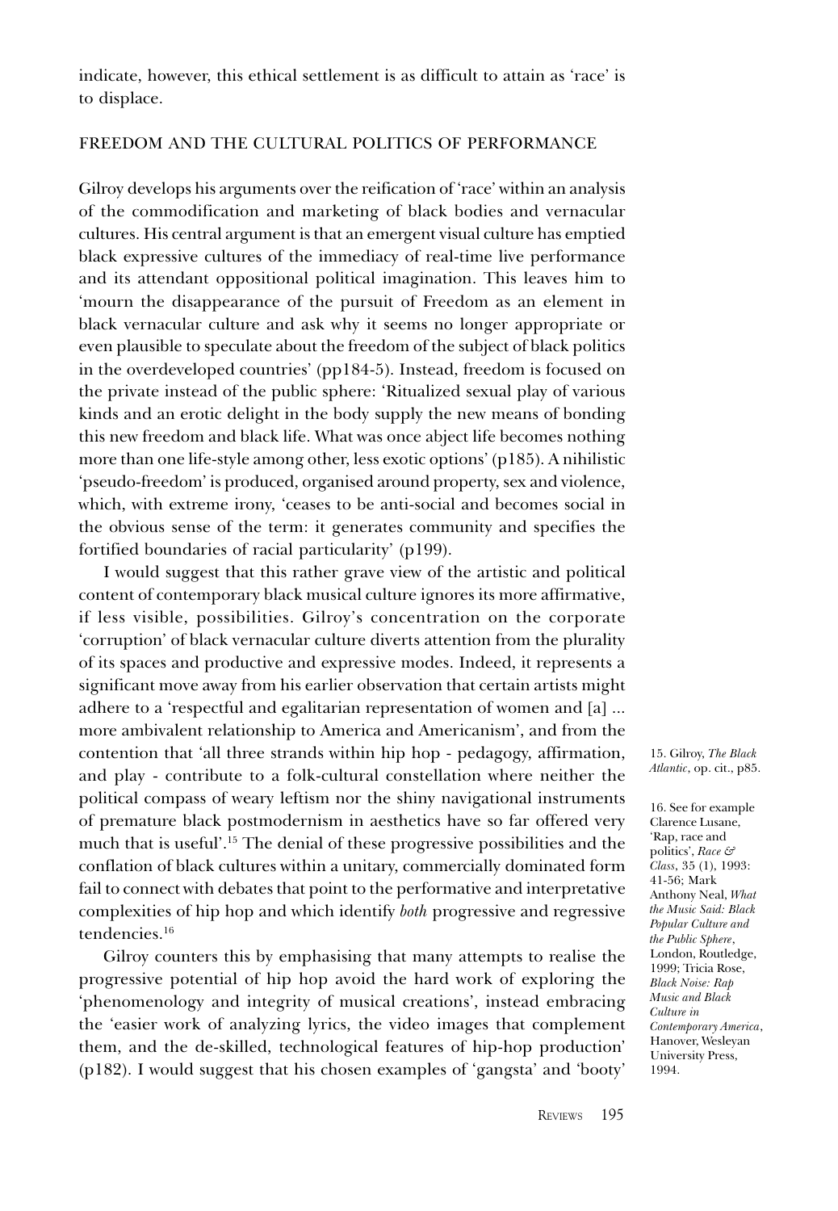indicate, however, this ethical settlement is as difficult to attain as 'race' is to displace.

## FREEDOM AND THE CULTURAL POLITICS OF PERFORMANCE

Gilroy develops his arguments over the reification of 'race' within an analysis of the commodification and marketing of black bodies and vernacular cultures. His central argument is that an emergent visual culture has emptied black expressive cultures of the immediacy of real-time live performance and its attendant oppositional political imagination. This leaves him to 'mourn the disappearance of the pursuit of Freedom as an element in black vernacular culture and ask why it seems no longer appropriate or even plausible to speculate about the freedom of the subject of black politics in the overdeveloped countries' (pp184-5). Instead, freedom is focused on the private instead of the public sphere: 'Ritualized sexual play of various kinds and an erotic delight in the body supply the new means of bonding this new freedom and black life. What was once abject life becomes nothing more than one life-style among other, less exotic options' (p185). A nihilistic 'pseudo-freedom' is produced, organised around property, sex and violence, which, with extreme irony, 'ceases to be anti-social and becomes social in the obvious sense of the term: it generates community and specifies the fortified boundaries of racial particularity' (p199).

I would suggest that this rather grave view of the artistic and political content of contemporary black musical culture ignores its more affirmative, if less visible, possibilities. Gilroy's concentration on the corporate 'corruption' of black vernacular culture diverts attention from the plurality of its spaces and productive and expressive modes. Indeed, it represents a significant move away from his earlier observation that certain artists might adhere to a 'respectful and egalitarian representation of women and [a] ... more ambivalent relationship to America and Americanism', and from the contention that 'all three strands within hip hop - pedagogy, affirmation, and play - contribute to a folk-cultural constellation where neither the political compass of weary leftism nor the shiny navigational instruments of premature black postmodernism in aesthetics have so far offered very much that is useful'.[15] The denial of these progressive possibilities and the conflation of black cultures within a unitary, commercially dominated form fail to connect with debates that point to the performative and interpretative complexities of hip hop and which identify *both* progressive and regressive tendencies.[16]

Gilroy counters this by emphasising that many attempts to realise the progressive potential of hip hop avoid the hard work of exploring the 'phenomenology and integrity of musical creations', instead embracing the 'easier work of analyzing lyrics, the video images that complement them, and the de-skilled, technological features of hip-hop production' (p182). I would suggest that his chosen examples of 'gangsta' and 'booty'

15. Gilroy, *The Black Atlantic*, op. cit., p85.

16. See for example Clarence Lusane, 'Rap, race and politics', *Race & Class*, 35 (1), 1993: 41-56; Mark Anthony Neal, *What the Music Said: Black Popular Culture and the Public Sphere*, London, Routledge, 1999; Tricia Rose, *Black Noise: Rap Music and Black Culture in Contemporary America*, Hanover, Wesleyan University Press, 1994.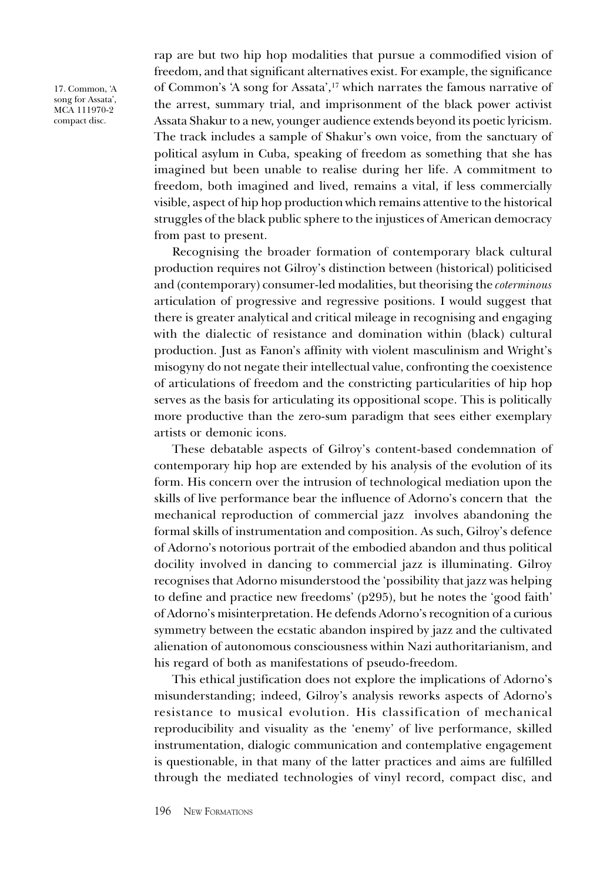rap are but two hip hop modalities that pursue a commodified vision of freedom, and that significant alternatives exist. For example, the significance of Common's 'A song for Assata',[17] which narrates the famous narrative of the arrest, summary trial, and imprisonment of the black power activist Assata Shakur to a new, younger audience extends beyond its poetic lyricism. The track includes a sample of Shakur's own voice, from the sanctuary of political asylum in Cuba, speaking of freedom as something that she has imagined but been unable to realise during her life. A commitment to freedom, both imagined and lived, remains a vital, if less commercially visible, aspect of hip hop production which remains attentive to the historical struggles of the black public sphere to the injustices of American democracy from past to present.

17. Common, 'A song for Assata', MCA 111970-2 compact disc.

Recognising the broader formation of contemporary black cultural production requires not Gilroy's distinction between (historical) politicised and (contemporary) consumer-led modalities, but theorising the *coterminous* articulation of progressive and regressive positions. I would suggest that there is greater analytical and critical mileage in recognising and engaging with the dialectic of resistance and domination within (black) cultural production. Just as Fanon's affinity with violent masculinism and Wright's misogyny do not negate their intellectual value, confronting the coexistence of articulations of freedom and the constricting particularities of hip hop serves as the basis for articulating its oppositional scope. This is politically more productive than the zero-sum paradigm that sees either exemplary artists or demonic icons.

These debatable aspects of Gilroy's content-based condemnation of contemporary hip hop are extended by his analysis of the evolution of its form. His concern over the intrusion of technological mediation upon the skills of live performance bear the influence of Adorno's concern that the mechanical reproduction of commercial jazz involves abandoning the formal skills of instrumentation and composition. As such, Gilroy's defence of Adorno's notorious portrait of the embodied abandon and thus political docility involved in dancing to commercial jazz is illuminating. Gilroy recognises that Adorno misunderstood the 'possibility that jazz was helping to define and practice new freedoms' (p295), but he notes the 'good faith' of Adorno's misinterpretation. He defends Adorno's recognition of a curious symmetry between the ecstatic abandon inspired by jazz and the cultivated alienation of autonomous consciousness within Nazi authoritarianism, and his regard of both as manifestations of pseudo-freedom.

This ethical justification does not explore the implications of Adorno's misunderstanding; indeed, Gilroy's analysis reworks aspects of Adorno's resistance to musical evolution. His classification of mechanical reproducibility and visuality as the 'enemy' of live performance, skilled instrumentation, dialogic communication and contemplative engagement is questionable, in that many of the latter practices and aims are fulfilled through the mediated technologies of vinyl record, compact disc, and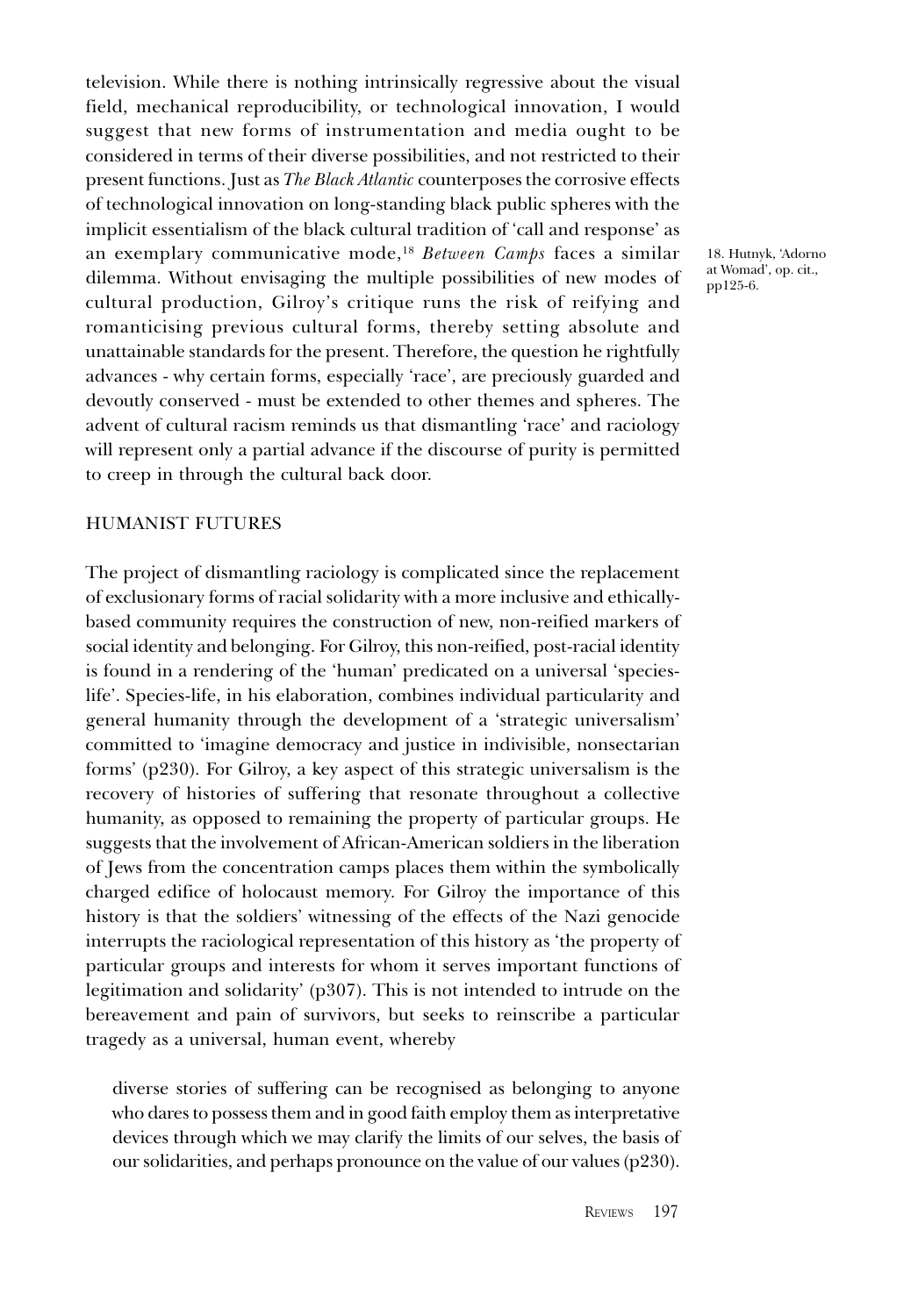television. While there is nothing intrinsically regressive about the visual field, mechanical reproducibility, or technological innovation, I would suggest that new forms of instrumentation and media ought to be considered in terms of their diverse possibilities, and not restricted to their present functions. Just as *The Black Atlantic* counterposes the corrosive effects of technological innovation on long-standing black public spheres with the implicit essentialism of the black cultural tradition of 'call and response' as an exemplary communicative mode,[18] *Between Camps* faces a similar dilemma. Without envisaging the multiple possibilities of new modes of cultural production, Gilroy's critique runs the risk of reifying and romanticising previous cultural forms, thereby setting absolute and unattainable standards for the present. Therefore, the question he rightfully advances - why certain forms, especially 'race', are preciously guarded and devoutly conserved - must be extended to other themes and spheres. The advent of cultural racism reminds us that dismantling 'race' and raciology will represent only a partial advance if the discourse of purity is permitted to creep in through the cultural back door.

18. Hutnyk, 'Adorno at Womad', op. cit., pp125-6.

## HUMANIST FUTURES

The project of dismantling raciology is complicated since the replacement of exclusionary forms of racial solidarity with a more inclusive and ethically-based community requires the construction of new, non-reified markers of social identity and belonging. For Gilroy, this non-reified, post-racial identity is found in a rendering of the 'human' predicated on a universal 'species-life'. Species-life, in his elaboration, combines individual particularity and general humanity through the development of a 'strategic universalism' committed to 'imagine democracy and justice in indivisible, nonsectarian forms' (p230). For Gilroy, a key aspect of this strategic universalism is the recovery of histories of suffering that resonate throughout a collective humanity, as opposed to remaining the property of particular groups. He suggests that the involvement of African-American soldiers in the liberation of Jews from the concentration camps places them within the symbolically charged edifice of holocaust memory. For Gilroy the importance of this history is that the soldiers' witnessing of the effects of the Nazi genocide interrupts the raciological representation of this history as 'the property of particular groups and interests for whom it serves important functions of legitimation and solidarity' (p307). This is not intended to intrude on the bereavement and pain of survivors, but seeks to reinscribe a particular tragedy as a universal, human event, whereby

> diverse stories of suffering can be recognised as belonging to anyone who dares to possess them and in good faith employ them as interpretative devices through which we may clarify the limits of our selves, the basis of our solidarities, and perhaps pronounce on the value of our values (p230).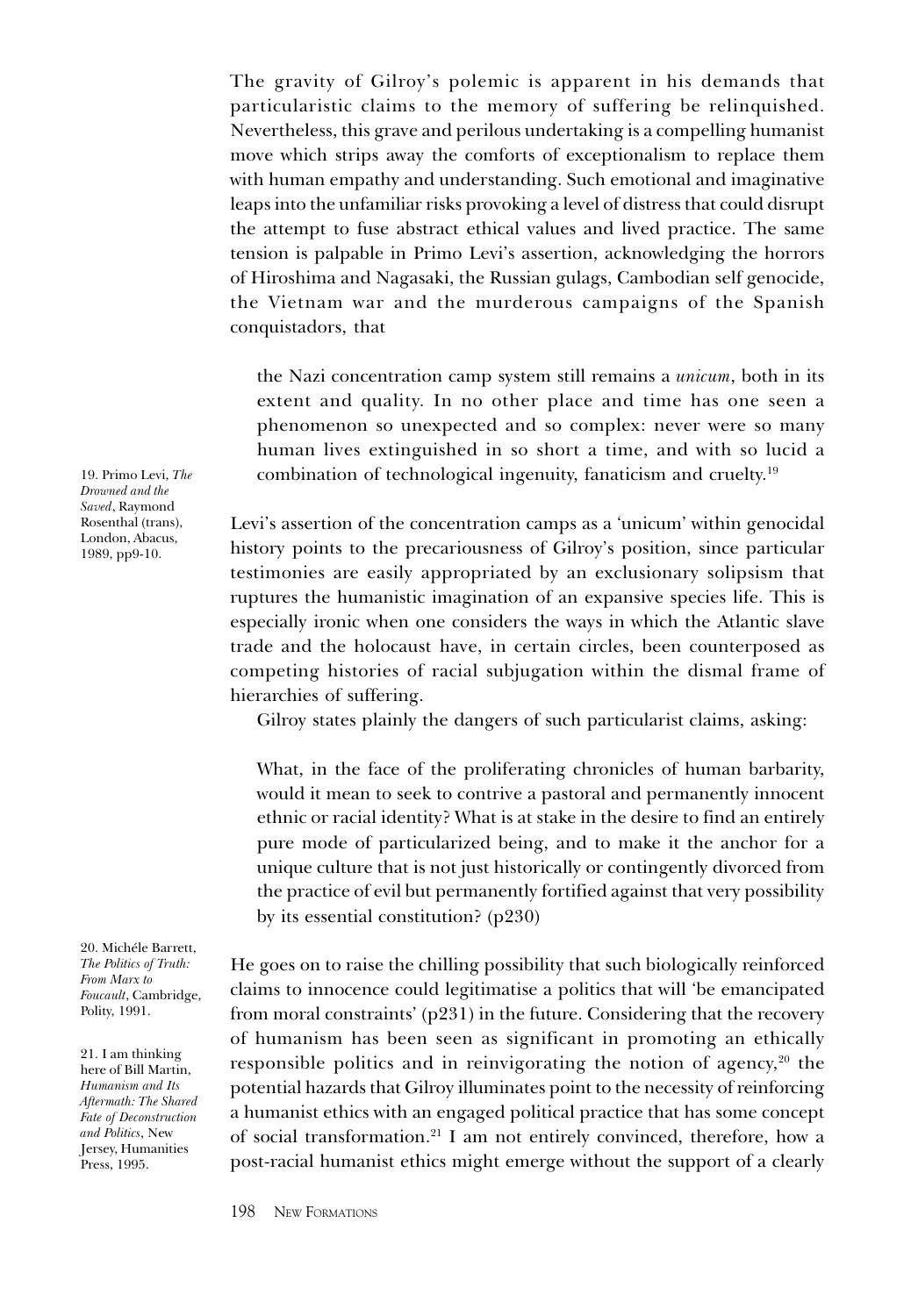The gravity of Gilroy's polemic is apparent in his demands that particularistic claims to the memory of suffering be relinquished. Nevertheless, this grave and perilous undertaking is a compelling humanist move which strips away the comforts of exceptionalism to replace them with human empathy and understanding. Such emotional and imaginative leaps into the unfamiliar risks provoking a level of distress that could disrupt the attempt to fuse abstract ethical values and lived practice. The same tension is palpable in Primo Levi's assertion, acknowledging the horrors of Hiroshima and Nagasaki, the Russian gulags, Cambodian self genocide, the Vietnam war and the murderous campaigns of the Spanish conquistadors, that

> the Nazi concentration camp system still remains a *unicum*, both in its extent and quality. In no other place and time has one seen a phenomenon so unexpected and so complex: never were so many human lives extinguished in so short a time, and with so lucid a combination of technological ingenuity, fanaticism and cruelty.[19]

Levi's assertion of the concentration camps as a 'unicum' within genocidal history points to the precariousness of Gilroy's position, since particular testimonies are easily appropriated by an exclusionary solipsism that ruptures the humanistic imagination of an expansive species life. This is especially ironic when one considers the ways in which the Atlantic slave trade and the holocaust have, in certain circles, been counterposed as competing histories of racial subjugation within the dismal frame of hierarchies of suffering.

Gilroy states plainly the dangers of such particularist claims, asking:

> What, in the face of the proliferating chronicles of human barbarity, would it mean to seek to contrive a pastoral and permanently innocent ethnic or racial identity? What is at stake in the desire to find an entirely pure mode of particularized being, and to make it the anchor for a unique culture that is not just historically or contingently divorced from the practice of evil but permanently fortified against that very possibility by its essential constitution? (p230)

He goes on to raise the chilling possibility that such biologically reinforced claims to innocence could legitimise a politics that will 'be emancipated from moral constraints' (p231) in the future. Considering that the recovery of humanism has been seen as significant in promoting an ethically responsible politics and in reinvigorating the notion of agency,[20] the potential hazards that Gilroy illuminates point to the necessity of reinforcing a humanist ethics with an engaged political practice that has some concept of social transformation.[21] I am not entirely convinced, therefore, how a post-racial humanist ethics might emerge without the support of a clearly

19. Primo Levi, *The Drowned and the Saved*, Raymond Rosenthal (trans), London, Abacus, 1989, pp9-10.

20. Michéle Barrett, *The Politics of Truth: From Marx to Foucault*, Cambridge, Polity, 1991.

21. I am thinking here of Bill Martin, *Humanism and Its Aftermath: The Shared Fate of Deconstruction and Politics*, New Jersey, Humanities Press, 1995.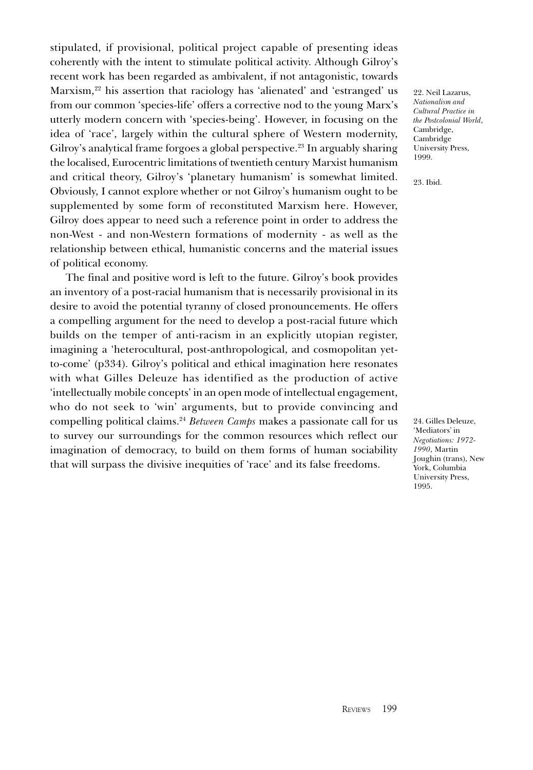stipulated, if provisional, political project capable of presenting ideas coherently with the intent to stimulate political activity. Although Gilroy's recent work has been regarded as ambivalent, if not antagonistic, towards Marxism,[22] his assertion that raciology has 'alienated' and 'estranged' us from our common 'species-life' offers a corrective nod to the young Marx's utterly modern concern with 'species-being'. However, in focusing on the idea of 'race', largely within the cultural sphere of Western modernity, Gilroy's analytical frame forgoes a global perspective.[23] In arguably sharing the localised, Eurocentric limitations of twentieth century Marxist humanism and critical theory, Gilroy's 'planetary humanism' is somewhat limited. Obviously, I cannot explore whether or not Gilroy's humanism ought to be supplemented by some form of reconstituted Marxism here. However, Gilroy does appear to need such a reference point in order to address the non-West - and non-Western formations of modernity - as well as the relationship between ethical, humanistic concerns and the material issues of political economy.

The final and positive word is left to the future. Gilroy's book provides an inventory of a post-racial humanism that is necessarily provisional in its desire to avoid the potential tyranny of closed pronouncements. He offers a compelling argument for the need to develop a post-racial future which builds on the temper of anti-racism in an explicitly utopian register, imagining a 'heterocultural, post-anthropological, and cosmopolitan yet-to-come' (p334). Gilroy's political and ethical imagination here resonates with what Gilles Deleuze has identified as the production of active 'intellectually mobile concepts' in an open mode of intellectual engagement, who do not seek to 'win' arguments, but to provide convincing and compelling political claims.[24] *Between Camps* makes a passionate call for us to survey our surroundings for the common resources which reflect our imagination of democracy, to build on them forms of human sociability that will surpass the divisive inequities of 'race' and its false freedoms.

22. Neil Lazarus, *Nationalism and Cultural Practice in the Postcolonial World*, Cambridge, Cambridge University Press, 1999.

23. Ibid.

24. Gilles Deleuze, 'Mediators' in *Negotiations: 1972-1990*, Martin Joughin (trans), New York, Columbia University Press, 1995.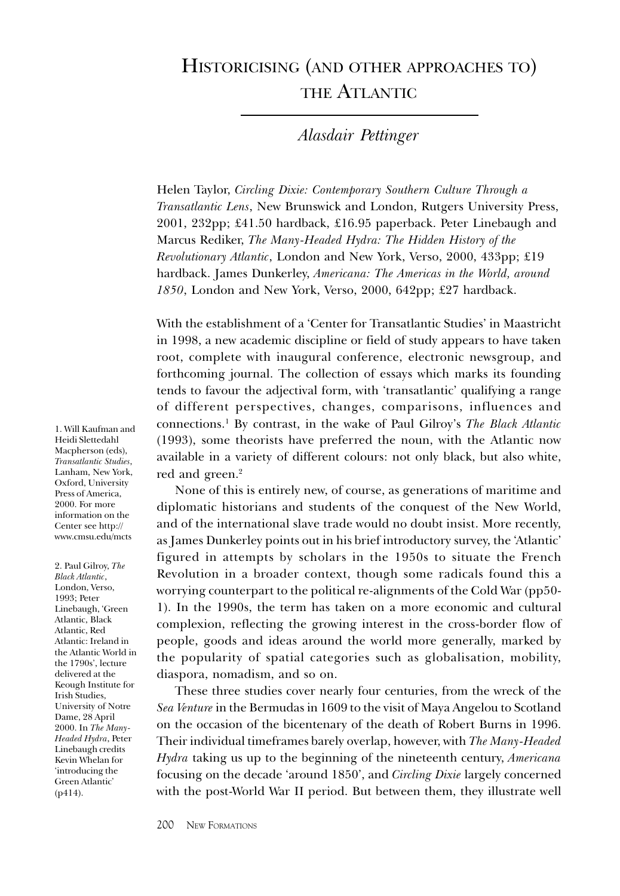# Historicising (and other approaches to) the Atlantic

*Alasdair Pettinger*

Helen Taylor, *Circling Dixie: Contemporary Southern Culture Through a Transatlantic Lens*, New Brunswick and London, Rutgers University Press, 2001, 232pp; £41.50 hardback, £16.95 paperback. Peter Linebaugh and Marcus Rediker, *The Many-Headed Hydra: The Hidden History of the Revolutionary Atlantic*, London and New York, Verso, 2000, 433pp; £19 hardback. James Dunkerley, *Americana: The Americas in the World, around 1850*, London and New York, Verso, 2000, 642pp; £27 hardback.

With the establishment of a 'Center for Transatlantic Studies' in Maastricht in 1998, a new academic discipline or field of study appears to have taken root, complete with inaugural conference, electronic newsgroup, and forthcoming journal. The collection of essays which marks its founding tends to favour the adjectival form, with 'transatlantic' qualifying a range of different perspectives, changes, comparisons, influences and connections.[1] By contrast, in the wake of Paul Gilroy's *The Black Atlantic* (1993), some theorists have preferred the noun, with the Atlantic now available in a variety of different colours: not only black, but also white, red and green.[2]

None of this is entirely new, of course, as generations of maritime and diplomatic historians and students of the conquest of the New World, and of the international slave trade would no doubt insist. More recently, as James Dunkerley points out in his brief introductory survey, the 'Atlantic' figured in attempts by scholars in the 1950s to situate the French Revolution in a broader context, though some radicals found this a worrying counterpart to the political re-alignments of the Cold War (pp50-1). In the 1990s, the term has taken on a more economic and cultural complexion, reflecting the growing interest in the cross-border flow of people, goods and ideas around the world more generally, marked by the popularity of spatial categories such as globalisation, mobility, diaspora, nomadism, and so on.

These three studies cover nearly four centuries, from the wreck of the *Sea Venture* in the Bermudas in 1609 to the visit of Maya Angelou to Scotland on the occasion of the bicentenary of the death of Robert Burns in 1996. Their individual timeframes barely overlap, however, with *The Many-Headed Hydra* taking us up to the beginning of the nineteenth century, *Americana* focusing on the decade 'around 1850', and *Circling Dixie* largely concerned with the post-World War II period. But between them, they illustrate well

1. Will Kaufman and Heidi Slettedahl Macpherson (eds), *Transatlantic Studies*, Lanham, New York, Oxford, University Press of America, 2000. For more information on the Center see http://www.cmsu.edu/mcts

2. Paul Gilroy, *The Black Atlantic*, London, Verso, 1993; Peter Linebaugh, 'Green Atlantic, Black Atlantic, Red Atlantic: Ireland in the Atlantic World in the 1790s', lecture delivered at the Keough Institute for Irish Studies, University of Notre Dame, 28 April 2000. In *The Many-Headed Hydra*, Peter Linebaugh credits Kevin Whelan for 'introducing the Green Atlantic' (p414).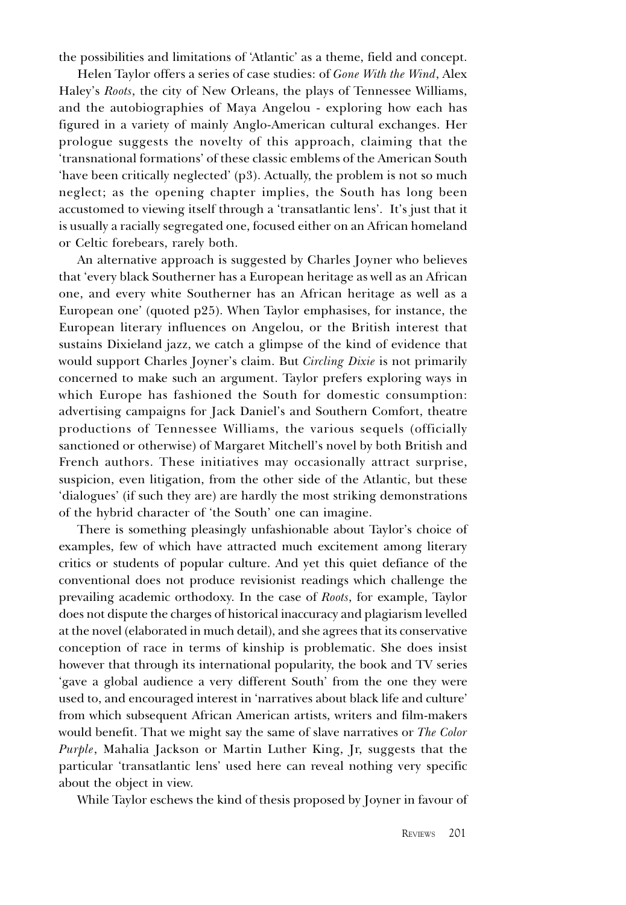the possibilities and limitations of 'Atlantic' as a theme, field and concept.

Helen Taylor offers a series of case studies: of *Gone With the Wind*, Alex Haley's *Roots*, the city of New Orleans, the plays of Tennessee Williams, and the autobiographies of Maya Angelou - exploring how each has figured in a variety of mainly Anglo-American cultural exchanges. Her prologue suggests the novelty of this approach, claiming that the 'transnational formations' of these classic emblems of the American South 'have been critically neglected' (p3). Actually, the problem is not so much neglect; as the opening chapter implies, the South has long been accustomed to viewing itself through a 'transatlantic lens'. It's just that it is usually a racially segregated one, focused either on an African homeland or Celtic forebears, rarely both.

An alternative approach is suggested by Charles Joyner who believes that 'every black Southerner has a European heritage as well as an African one, and every white Southerner has an African heritage as well as a European one' (quoted p25). When Taylor emphasises, for instance, the European literary influences on Angelou, or the British interest that sustains Dixieland jazz, we catch a glimpse of the kind of evidence that would support Charles Joyner's claim. But *Circling Dixie* is not primarily concerned to make such an argument. Taylor prefers exploring ways in which Europe has fashioned the South for domestic consumption: advertising campaigns for Jack Daniel's and Southern Comfort, theatre productions of Tennessee Williams, the various sequels (officially sanctioned or otherwise) of Margaret Mitchell's novel by both British and French authors. These initiatives may occasionally attract surprise, suspicion, even litigation, from the other side of the Atlantic, but these 'dialogues' (if such they are) are hardly the most striking demonstrations of the hybrid character of 'the South' one can imagine.

There is something pleasingly unfashionable about Taylor's choice of examples, few of which have attracted much excitement among literary critics or students of popular culture. And yet this quiet defiance of the conventional does not produce revisionist readings which challenge the prevailing academic orthodoxy. In the case of *Roots*, for example, Taylor does not dispute the charges of historical inaccuracy and plagiarism levelled at the novel (elaborated in much detail), and she agrees that its conservative conception of race in terms of kinship is problematic. She does insist however that through its international popularity, the book and TV series 'gave a global audience a very different South' from the one they were used to, and encouraged interest in 'narratives about black life and culture' from which subsequent African American artists, writers and film-makers would benefit. That we might say the same of slave narratives or *The Color Purple*, Mahalia Jackson or Martin Luther King, Jr, suggests that the particular 'transatlantic lens' used here can reveal nothing very specific about the object in view.

While Taylor eschews the kind of thesis proposed by Joyner in favour of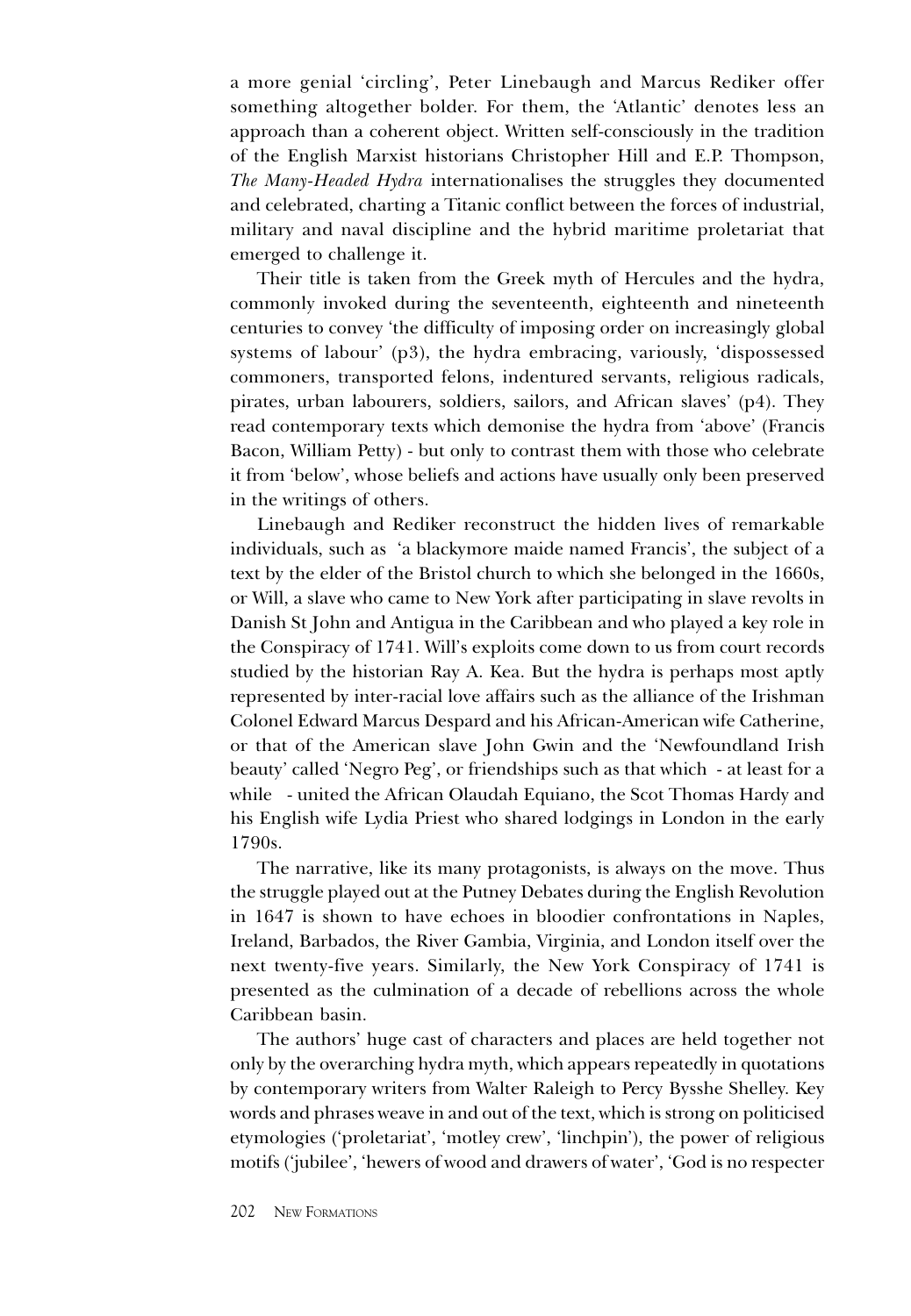a more genial 'circling', Peter Linebaugh and Marcus Rediker offer something altogether bolder. For them, the 'Atlantic' denotes less an approach than a coherent object. Written self-consciously in the tradition of the English Marxist historians Christopher Hill and E.P. Thompson, *The Many-Headed Hydra* internationalises the struggles they documented and celebrated, charting a Titanic conflict between the forces of industrial, military and naval discipline and the hybrid maritime proletariat that emerged to challenge it.

Their title is taken from the Greek myth of Hercules and the hydra, commonly invoked during the seventeenth, eighteenth and nineteenth centuries to convey 'the difficulty of imposing order on increasingly global systems of labour' (p3), the hydra embracing, variously, 'dispossessed commoners, transported felons, indentured servants, religious radicals, pirates, urban labourers, soldiers, sailors, and African slaves' (p4). They read contemporary texts which demonise the hydra from 'above' (Francis Bacon, William Petty) - but only to contrast them with those who celebrate it from 'below', whose beliefs and actions have usually only been preserved in the writings of others.

Linebaugh and Rediker reconstruct the hidden lives of remarkable individuals, such as 'a blackymore maide named Francis', the subject of a text by the elder of the Bristol church to which she belonged in the 1660s, or Will, a slave who came to New York after participating in slave revolts in Danish St John and Antigua in the Caribbean and who played a key role in the Conspiracy of 1741. Will's exploits come down to us from court records studied by the historian Ray A. Kea. But the hydra is perhaps most aptly represented by inter-racial love affairs such as the alliance of the Irishman Colonel Edward Marcus Despard and his African-American wife Catherine, or that of the American slave John Gwin and the 'Newfoundland Irish beauty' called 'Negro Peg', or friendships such as that which - at least for a while - united the African Olaudah Equiano, the Scot Thomas Hardy and his English wife Lydia Priest who shared lodgings in London in the early 1790s.

The narrative, like its many protagonists, is always on the move. Thus the struggle played out at the Putney Debates during the English Revolution in 1647 is shown to have echoes in bloodier confrontations in Naples, Ireland, Barbados, the River Gambia, Virginia, and London itself over the next twenty-five years. Similarly, the New York Conspiracy of 1741 is presented as the culmination of a decade of rebellions across the whole Caribbean basin.

The authors' huge cast of characters and places are held together not only by the overarching hydra myth, which appears repeatedly in quotations by contemporary writers from Walter Raleigh to Percy Bysshe Shelley. Key words and phrases weave in and out of the text, which is strong on politicised etymologies ('proletariat', 'motley crew', 'linchpin'), the power of religious motifs ('jubilee', 'hewers of wood and drawers of water', 'God is no respecter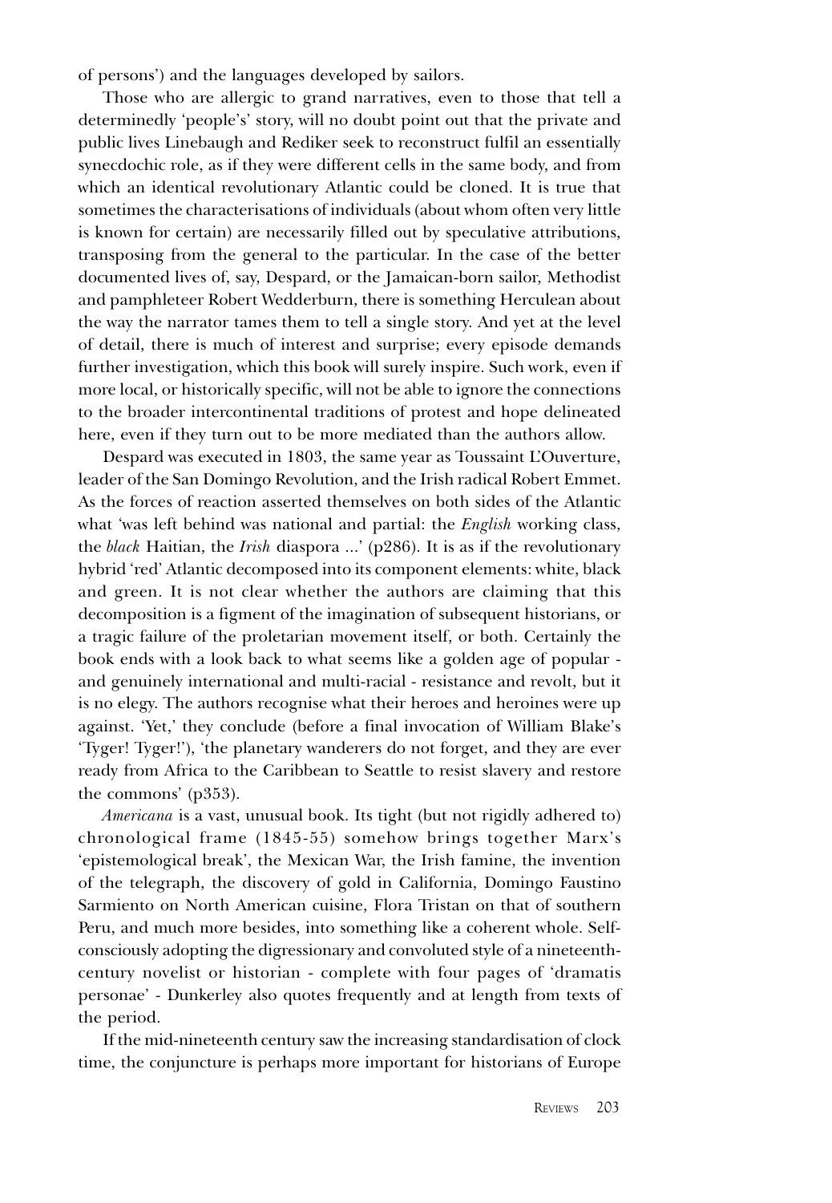of persons') and the languages developed by sailors.

Those who are allergic to grand narratives, even to those that tell a determinedly 'people's' story, will no doubt point out that the private and public lives Linebaugh and Rediker seek to reconstruct fulfil an essentially synecdochic role, as if they were different cells in the same body, and from which an identical revolutionary Atlantic could be cloned. It is true that sometimes the characterisations of individuals (about whom often very little is known for certain) are necessarily filled out by speculative attributions, transposing from the general to the particular. In the case of the better documented lives of, say, Despard, or the Jamaican-born sailor, Methodist and pamphleteer Robert Wedderburn, there is something Herculean about the way the narrator tames them to tell a single story. And yet at the level of detail, there is much of interest and surprise; every episode demands further investigation, which this book will surely inspire. Such work, even if more local, or historically specific, will not be able to ignore the connections to the broader intercontinental traditions of protest and hope delineated here, even if they turn out to be more mediated than the authors allow.

Despard was executed in 1803, the same year as Toussaint L'Ouverture, leader of the San Domingo Revolution, and the Irish radical Robert Emmet. As the forces of reaction asserted themselves on both sides of the Atlantic what 'was left behind was national and partial: the *English* working class, the *black* Haitian, the *Irish* diaspora ...' (p286). It is as if the revolutionary hybrid 'red' Atlantic decomposed into its component elements: white, black and green. It is not clear whether the authors are claiming that this decomposition is a figment of the imagination of subsequent historians, or a tragic failure of the proletarian movement itself, or both. Certainly the book ends with a look back to what seems like a golden age of popular - and genuinely international and multi-racial - resistance and revolt, but it is no elegy. The authors recognise what their heroes and heroines were up against. 'Yet,' they conclude (before a final invocation of William Blake's 'Tyger! Tyger!'), 'the planetary wanderers do not forget, and they are ever ready from Africa to the Caribbean to Seattle to resist slavery and restore the commons' (p353).

*Americana* is a vast, unusual book. Its tight (but not rigidly adhered to) chronological frame (1845-55) somehow brings together Marx's 'epistemological break', the Mexican War, the Irish famine, the invention of the telegraph, the discovery of gold in California, Domingo Faustino Sarmiento on North American cuisine, Flora Tristan on that of southern Peru, and much more besides, into something like a coherent whole. Self-consciously adopting the digressionary and convoluted style of a nineteenth-century novelist or historian - complete with four pages of 'dramatis personae' - Dunkerley also quotes frequently and at length from texts of the period.

If the mid-nineteenth century saw the increasing standardisation of clock time, the conjuncture is perhaps more important for historians of Europe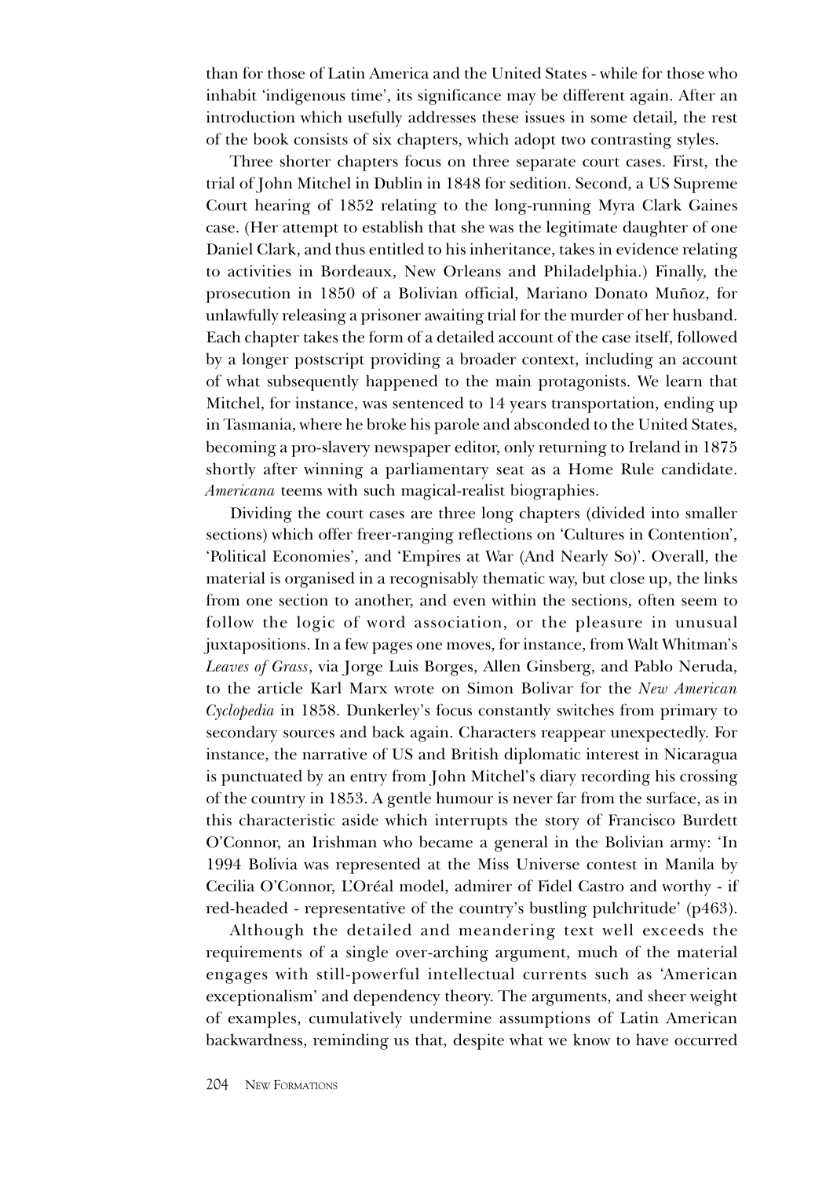than for those of Latin America and the United States - while for those who inhabit 'indigenous time', its significance may be different again. After an introduction which usefully addresses these issues in some detail, the rest of the book consists of six chapters, which adopt two contrasting styles.

Three shorter chapters focus on three separate court cases. First, the trial of John Mitchel in Dublin in 1848 for sedition. Second, a US Supreme Court hearing of 1852 relating to the long-running Myra Clark Gaines case. (Her attempt to establish that she was the legitimate daughter of one Daniel Clark, and thus entitled to his inheritance, takes in evidence relating to activities in Bordeaux, New Orleans and Philadelphia.) Finally, the prosecution in 1850 of a Bolivian official, Mariano Donato Muñoz, for unlawfully releasing a prisoner awaiting trial for the murder of her husband. Each chapter takes the form of a detailed account of the case itself, followed by a longer postscript providing a broader context, including an account of what subsequently happened to the main protagonists. We learn that Mitchel, for instance, was sentenced to 14 years transportation, ending up in Tasmania, where he broke his parole and absconded to the United States, becoming a pro-slavery newspaper editor, only returning to Ireland in 1875 shortly after winning a parliamentary seat as a Home Rule candidate. *Americana* teems with such magical-realist biographies.

Dividing the court cases are three long chapters (divided into smaller sections) which offer freer-ranging reflections on 'Cultures in Contention', 'Political Economies', and 'Empires at War (And Nearly So)'. Overall, the material is organised in a recognisably thematic way, but close up, the links from one section to another, and even within the sections, often seem to follow the logic of word association, or the pleasure in unusual juxtapositions. In a few pages one moves, for instance, from Walt Whitman's *Leaves of Grass*, via Jorge Luis Borges, Allen Ginsberg, and Pablo Neruda, to the article Karl Marx wrote on Simon Bolivar for the *New American Cyclopedia* in 1858. Dunkerley's focus constantly switches from primary to secondary sources and back again. Characters reappear unexpectedly. For instance, the narrative of US and British diplomatic interest in Nicaragua is punctuated by an entry from John Mitchel's diary recording his crossing of the country in 1853. A gentle humour is never far from the surface, as in this characteristic aside which interrupts the story of Francisco Burdett O'Connor, an Irishman who became a general in the Bolivian army: 'In 1994 Bolivia was represented at the Miss Universe contest in Manila by Cecilia O'Connor, L'Oréal model, admirer of Fidel Castro and worthy - if red-headed - representative of the country's bustling pulchritude' (p463).

Although the detailed and meandering text well exceeds the requirements of a single over-arching argument, much of the material engages with still-powerful intellectual currents such as 'American exceptionalism' and dependency theory. The arguments, and sheer weight of examples, cumulatively undermine assumptions of Latin American backwardness, reminding us that, despite what we know to have occurred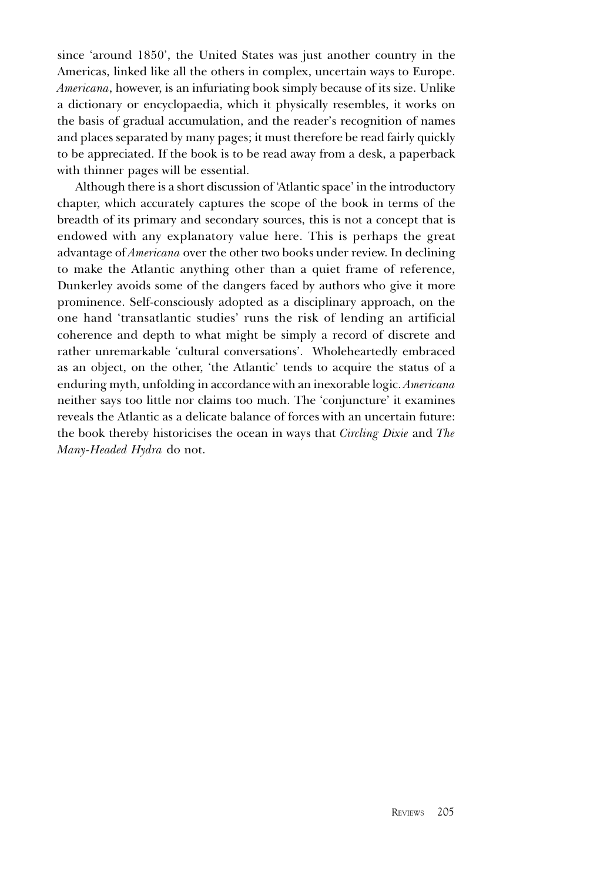since 'around 1850', the United States was just another country in the Americas, linked like all the others in complex, uncertain ways to Europe. *Americana*, however, is an infuriating book simply because of its size. Unlike a dictionary or encyclopaedia, which it physically resembles, it works on the basis of gradual accumulation, and the reader's recognition of names and places separated by many pages; it must therefore be read fairly quickly to be appreciated. If the book is to be read away from a desk, a paperback with thinner pages will be essential.

Although there is a short discussion of 'Atlantic space' in the introductory chapter, which accurately captures the scope of the book in terms of the breadth of its primary and secondary sources, this is not a concept that is endowed with any explanatory value here. This is perhaps the great advantage of *Americana* over the other two books under review. In declining to make the Atlantic anything other than a quiet frame of reference, Dunkerley avoids some of the dangers faced by authors who give it more prominence. Self-consciously adopted as a disciplinary approach, on the one hand 'transatlantic studies' runs the risk of lending an artificial coherence and depth to what might be simply a record of discrete and rather unremarkable 'cultural conversations'. Wholeheartedly embraced as an object, on the other, 'the Atlantic' tends to acquire the status of a enduring myth, unfolding in accordance with an inexorable logic. *Americana* neither says too little nor claims too much. The 'conjuncture' it examines reveals the Atlantic as a delicate balance of forces with an uncertain future: the book thereby historicises the ocean in ways that *Circling Dixie* and *The Many-Headed Hydra* do not.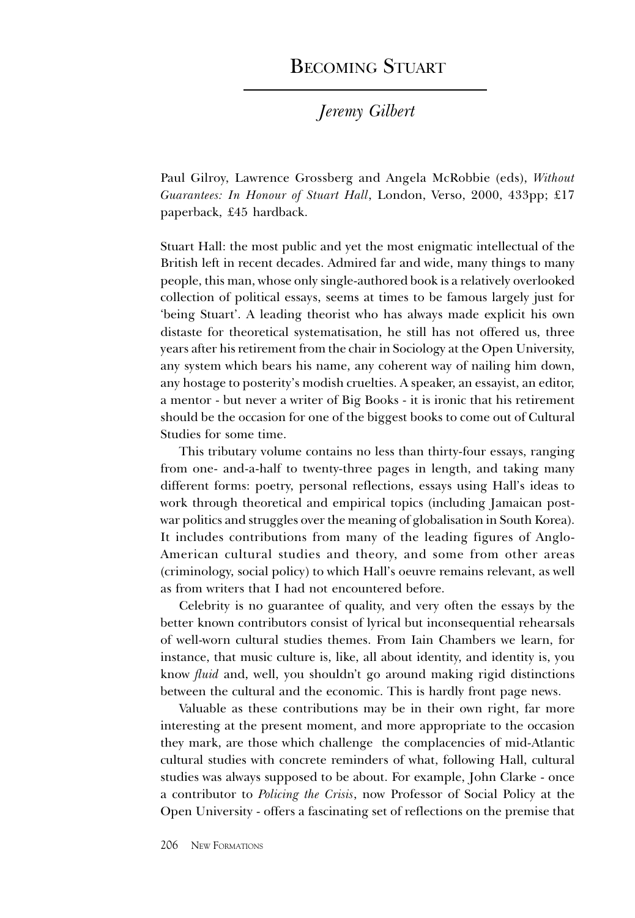# Becoming Stuart

*Jeremy Gilbert*

Paul Gilroy, Lawrence Grossberg and Angela McRobbie (eds), *Without Guarantees: In Honour of Stuart Hall*, London, Verso, 2000, 433pp; £17 paperback, £45 hardback.

Stuart Hall: the most public and yet the most enigmatic intellectual of the British left in recent decades. Admired far and wide, many things to many people, this man, whose only single-authored book is a relatively overlooked collection of political essays, seems at times to be famous largely just for 'being Stuart'. A leading theorist who has always made explicit his own distaste for theoretical systematisation, he still has not offered us, three years after his retirement from the chair in Sociology at the Open University, any system which bears his name, any coherent way of nailing him down, any hostage to posterity's modish cruelties. A speaker, an essayist, an editor, a mentor - but never a writer of Big Books - it is ironic that his retirement should be the occasion for one of the biggest books to come out of Cultural Studies for some time.

This tributary volume contains no less than thirty-four essays, ranging from one- and-a-half to twenty-three pages in length, and taking many different forms: poetry, personal reflections, essays using Hall's ideas to work through theoretical and empirical topics (including Jamaican post-war politics and struggles over the meaning of globalisation in South Korea). It includes contributions from many of the leading figures of Anglo-American cultural studies and theory, and some from other areas (criminology, social policy) to which Hall's oeuvre remains relevant, as well as from writers that I had not encountered before.

Celebrity is no guarantee of quality, and very often the essays by the better known contributors consist of lyrical but inconsequential rehearsals of well-worn cultural studies themes. From Iain Chambers we learn, for instance, that music culture is, like, all about identity, and identity is, you know *fluid* and, well, you shouldn't go around making rigid distinctions between the cultural and the economic. This is hardly front page news.

Valuable as these contributions may be in their own right, far more interesting at the present moment, and more appropriate to the occasion they mark, are those which challenge the complacencies of mid-Atlantic cultural studies with concrete reminders of what, following Hall, cultural studies was always supposed to be about. For example, John Clarke - once a contributor to *Policing the Crisis*, now Professor of Social Policy at the Open University - offers a fascinating set of reflections on the premise that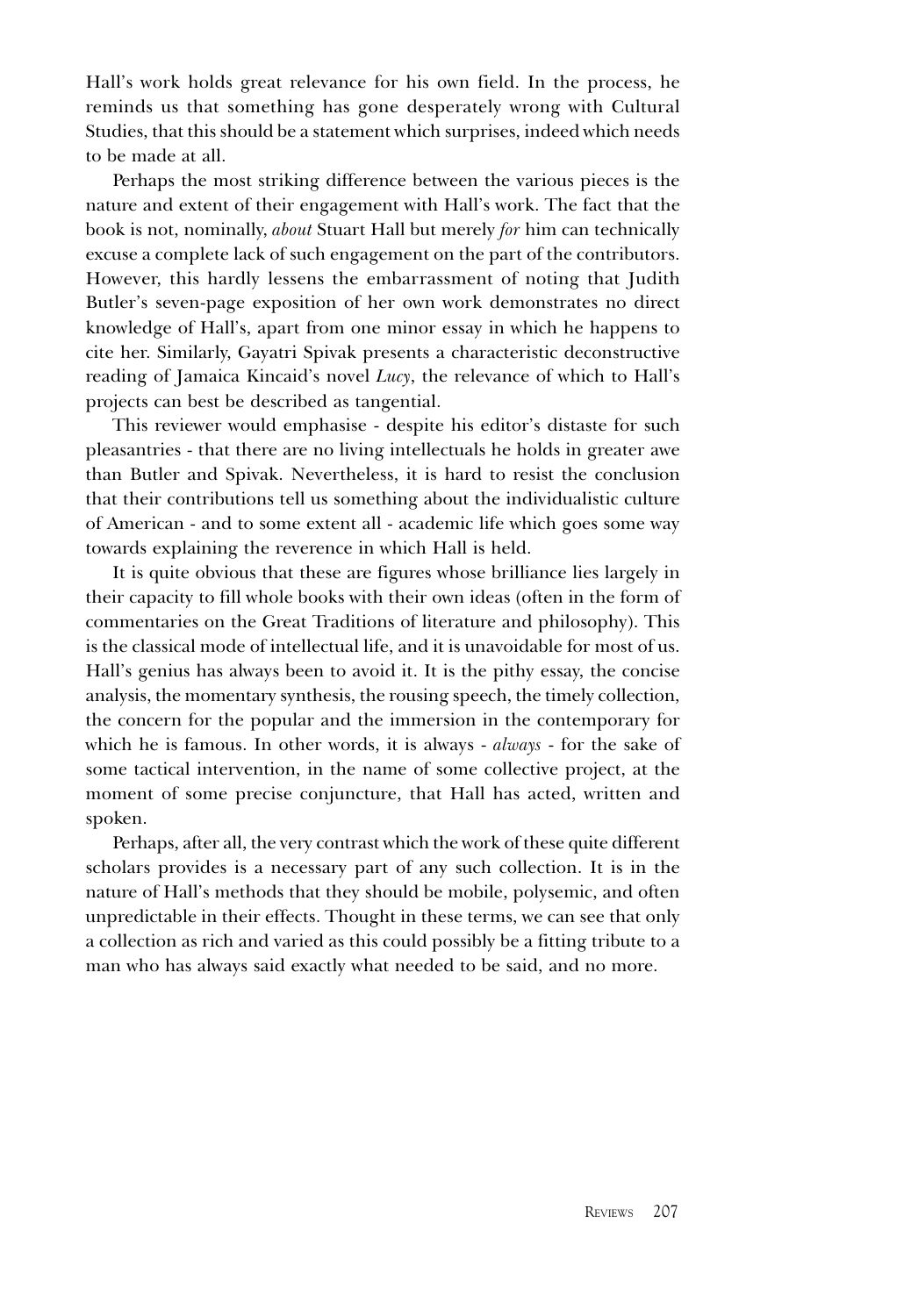Hall's work holds great relevance for his own field. In the process, he reminds us that something has gone desperately wrong with Cultural Studies, that this should be a statement which surprises, indeed which needs to be made at all.

Perhaps the most striking difference between the various pieces is the nature and extent of their engagement with Hall's work. The fact that the book is not, nominally, *about* Stuart Hall but merely *for* him can technically excuse a complete lack of such engagement on the part of the contributors. However, this hardly lessens the embarrassment of noting that Judith Butler's seven-page exposition of her own work demonstrates no direct knowledge of Hall's, apart from one minor essay in which he happens to cite her. Similarly, Gayatri Spivak presents a characteristic deconstructive reading of Jamaica Kincaid's novel *Lucy*, the relevance of which to Hall's projects can best be described as tangential.

This reviewer would emphasise - despite his editor's distaste for such pleasantries - that there are no living intellectuals he holds in greater awe than Butler and Spivak. Nevertheless, it is hard to resist the conclusion that their contributions tell us something about the individualistic culture of American - and to some extent all - academic life which goes some way towards explaining the reverence in which Hall is held.

It is quite obvious that these are figures whose brilliance lies largely in their capacity to fill whole books with their own ideas (often in the form of commentaries on the Great Traditions of literature and philosophy). This is the classical mode of intellectual life, and it is unavoidable for most of us. Hall's genius has always been to avoid it. It is the pithy essay, the concise analysis, the momentary synthesis, the rousing speech, the timely collection, the concern for the popular and the immersion in the contemporary for which he is famous. In other words, it is always - *always* - for the sake of some tactical intervention, in the name of some collective project, at the moment of some precise conjuncture, that Hall has acted, written and spoken.

Perhaps, after all, the very contrast which the work of these quite different scholars provides is a necessary part of any such collection. It is in the nature of Hall's methods that they should be mobile, polysemic, and often unpredictable in their effects. Thought in these terms, we can see that only a collection as rich and varied as this could possibly be a fitting tribute to a man who has always said exactly what needed to be said, and no more.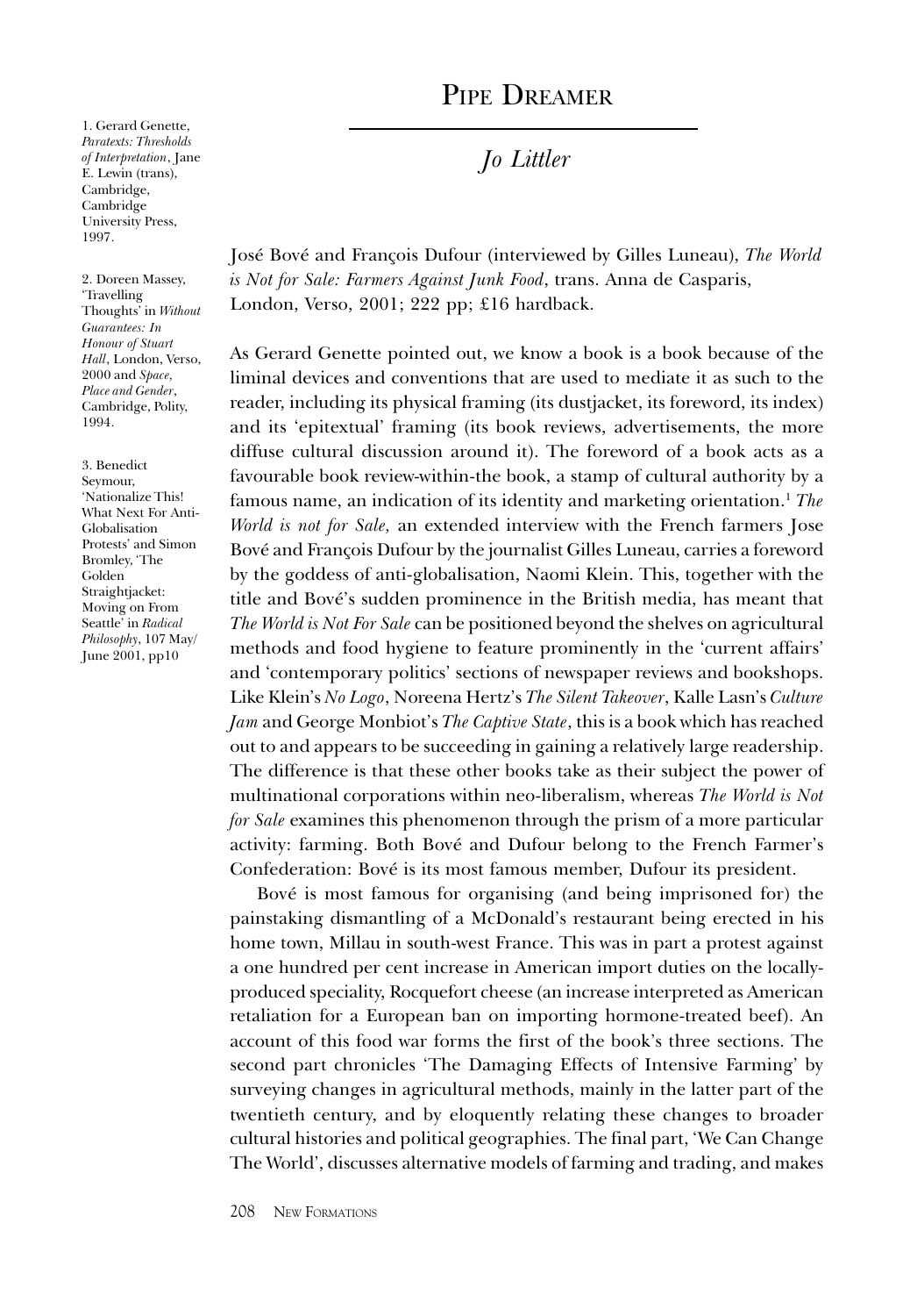# PIPE DREAMER

## *Jo Littler*

José Bové and François Dufour (interviewed by Gilles Luneau), *The World is Not for Sale: Farmers Against Junk Food*, trans. Anna de Casparis, London, Verso, 2001; 222 pp; £16 hardback.

As Gerard Genette pointed out, we know a book is a book because of the liminal devices and conventions that are used to mediate it as such to the reader, including its physical framing (its dustjacket, its foreword, its index) and its 'epitextual' framing (its book reviews, advertisements, the more diffuse cultural discussion around it). The foreword of a book acts as a favourable book review-within-the book, a stamp of cultural authority by a famous name, an indication of its identity and marketing orientation.[1] *The World is not for Sale,* an extended interview with the French farmers Jose Bové and François Dufour by the journalist Gilles Luneau, carries a foreword by the goddess of anti-globalisation, Naomi Klein. This, together with the title and Bové's sudden prominence in the British media, has meant that *The World is Not For Sale* can be positioned beyond the shelves on agricultural methods and food hygiene to feature prominently in the 'current affairs' and 'contemporary politics' sections of newspaper reviews and bookshops. Like Klein's *No Logo*, Noreena Hertz's *The Silent Takeover*, Kalle Lasn's *Culture Jam* and George Monbiot's *The Captive State*, this is a book which has reached out to and appears to be succeeding in gaining a relatively large readership. The difference is that these other books take as their subject the power of multinational corporations within neo-liberalism, whereas *The World is Not for Sale* examines this phenomenon through the prism of a more particular activity: farming. Both Bové and Dufour belong to the French Farmer's Confederation: Bové is its most famous member, Dufour its president.

Bové is most famous for organising (and being imprisoned for) the painstaking dismantling of a McDonald's restaurant being erected in his home town, Millau in south-west France. This was in part a protest against a one hundred per cent increase in American import duties on the locally-produced speciality, Rocquefort cheese (an increase interpreted as American retaliation for a European ban on importing hormone-treated beef). An account of this food war forms the first of the book's three sections. The second part chronicles 'The Damaging Effects of Intensive Farming' by surveying changes in agricultural methods, mainly in the latter part of the twentieth century, and by eloquently relating these changes to broader cultural histories and political geographies. The final part, 'We Can Change The World', discusses alternative models of farming and trading, and makes

1. Gerard Genette, *Paratexts: Thresholds of Interpretation*, Jane E. Lewin (trans), Cambridge, Cambridge University Press, 1997.

2. Doreen Massey, 'Travelling Thoughts' in *Without Guarantees: In Honour of Stuart Hall*, London, Verso, 2000 and *Space, Place and Gender*, Cambridge, Polity, 1994.

3. Benedict Seymour, 'Nationalize This! What Next For Anti-Globalisation Protests' and Simon Bromley, 'The Golden Straightjacket: Moving on From Seattle' in *Radical Philosophy*, 107 May/June 2001, pp10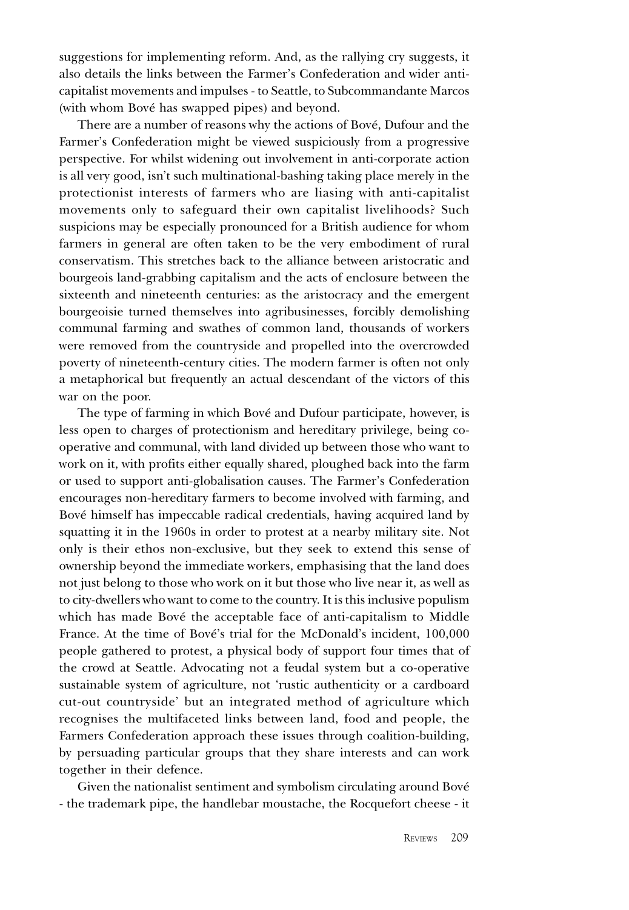suggestions for implementing reform. And, as the rallying cry suggests, it also details the links between the Farmer's Confederation and wider anti-capitalist movements and impulses - to Seattle, to Subcommandante Marcos (with whom Bové has swapped pipes) and beyond.

There are a number of reasons why the actions of Bové, Dufour and the Farmer's Confederation might be viewed suspiciously from a progressive perspective. For whilst widening out involvement in anti-corporate action is all very good, isn't such multinational-bashing taking place merely in the protectionist interests of farmers who are liasing with anti-capitalist movements only to safeguard their own capitalist livelihoods? Such suspicions may be especially pronounced for a British audience for whom farmers in general are often taken to be the very embodiment of rural conservatism. This stretches back to the alliance between aristocratic and bourgeois land-grabbing capitalism and the acts of enclosure between the sixteenth and nineteenth centuries: as the aristocracy and the emergent bourgeoisie turned themselves into agribusinesses, forcibly demolishing communal farming and swathes of common land, thousands of workers were removed from the countryside and propelled into the overcrowded poverty of nineteenth-century cities. The modern farmer is often not only a metaphorical but frequently an actual descendant of the victors of this war on the poor.

The type of farming in which Bové and Dufour participate, however, is less open to charges of protectionism and hereditary privilege, being co-operative and communal, with land divided up between those who want to work on it, with profits either equally shared, ploughed back into the farm or used to support anti-globalisation causes. The Farmer's Confederation encourages non-hereditary farmers to become involved with farming, and Bové himself has impeccable radical credentials, having acquired land by squatting it in the 1960s in order to protest at a nearby military site. Not only is their ethos non-exclusive, but they seek to extend this sense of ownership beyond the immediate workers, emphasising that the land does not just belong to those who work on it but those who live near it, as well as to city-dwellers who want to come to the country. It is this inclusive populism which has made Bové the acceptable face of anti-capitalism to Middle France. At the time of Bové's trial for the McDonald's incident, 100,000 people gathered to protest, a physical body of support four times that of the crowd at Seattle. Advocating not a feudal system but a co-operative sustainable system of agriculture, not 'rustic authenticity or a cardboard cut-out countryside' but an integrated method of agriculture which recognises the multifaceted links between land, food and people, the Farmers Confederation approach these issues through coalition-building, by persuading particular groups that they share interests and can work together in their defence.

Given the nationalist sentiment and symbolism circulating around Bové - the trademark pipe, the handlebar moustache, the Rocquefort cheese - it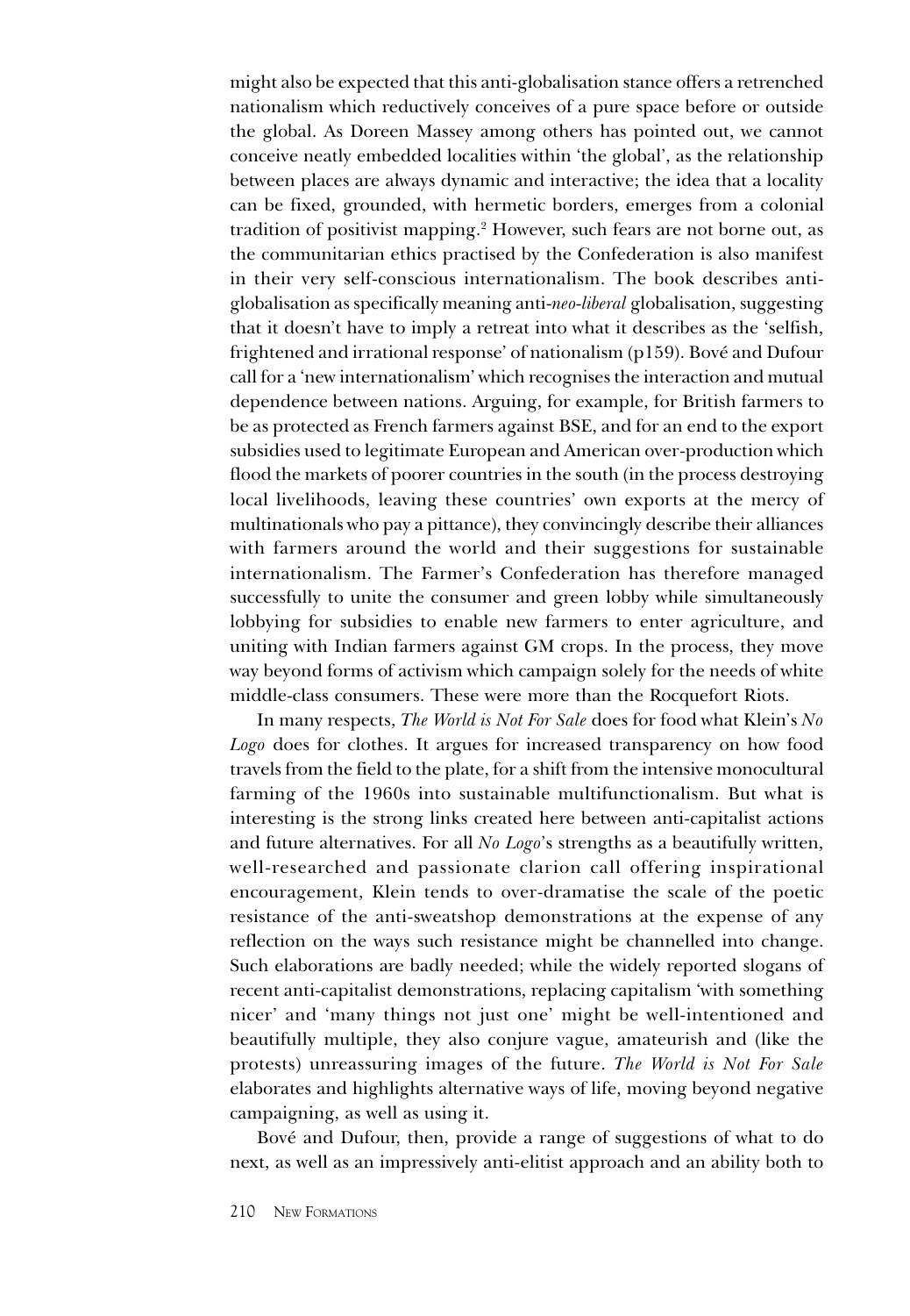might also be expected that this anti-globalisation stance offers a retrenched nationalism which reductively conceives of a pure space before or outside the global. As Doreen Massey among others has pointed out, we cannot conceive neatly embedded localities within 'the global', as the relationship between places are always dynamic and interactive; the idea that a locality can be fixed, grounded, with hermetic borders, emerges from a colonial tradition of positivist mapping.[2] However, such fears are not borne out, as the communitarian ethics practised by the Confederation is also manifest in their very self-conscious internationalism. The book describes anti-globalisation as specifically meaning anti-*neo-liberal* globalisation, suggesting that it doesn't have to imply a retreat into what it describes as the 'selfish, frightened and irrational response' of nationalism (p159). Bové and Dufour call for a 'new internationalism' which recognises the interaction and mutual dependence between nations. Arguing, for example, for British farmers to be as protected as French farmers against BSE, and for an end to the export subsidies used to legitimate European and American over-production which flood the markets of poorer countries in the south (in the process destroying local livelihoods, leaving these countries' own exports at the mercy of multinationals who pay a pittance), they convincingly describe their alliances with farmers around the world and their suggestions for sustainable internationalism. The Farmer's Confederation has therefore managed successfully to unite the consumer and green lobby while simultaneously lobbying for subsidies to enable new farmers to enter agriculture, and uniting with Indian farmers against GM crops. In the process, they move way beyond forms of activism which campaign solely for the needs of white middle-class consumers. These were more than the Rocquefort Riots.

In many respects, *The World is Not For Sale* does for food what Klein's *No Logo* does for clothes. It argues for increased transparency on how food travels from the field to the plate, for a shift from the intensive monocultural farming of the 1960s into sustainable multifunctionalism. But what is interesting is the strong links created here between anti-capitalist actions and future alternatives. For all *No Logo*'s strengths as a beautifully written, well-researched and passionate clarion call offering inspirational encouragement, Klein tends to over-dramatise the scale of the poetic resistance of the anti-sweatshop demonstrations at the expense of any reflection on the ways such resistance might be channelled into change. Such elaborations are badly needed; while the widely reported slogans of recent anti-capitalist demonstrations, replacing capitalism 'with something nicer' and 'many things not just one' might be well-intentioned and beautifully multiple, they also conjure vague, amateurish and (like the protests) unreassuring images of the future. *The World is Not For Sale* elaborates and highlights alternative ways of life, moving beyond negative campaigning, as well as using it.

Bové and Dufour, then, provide a range of suggestions of what to do next, as well as an impressively anti-elitist approach and an ability both to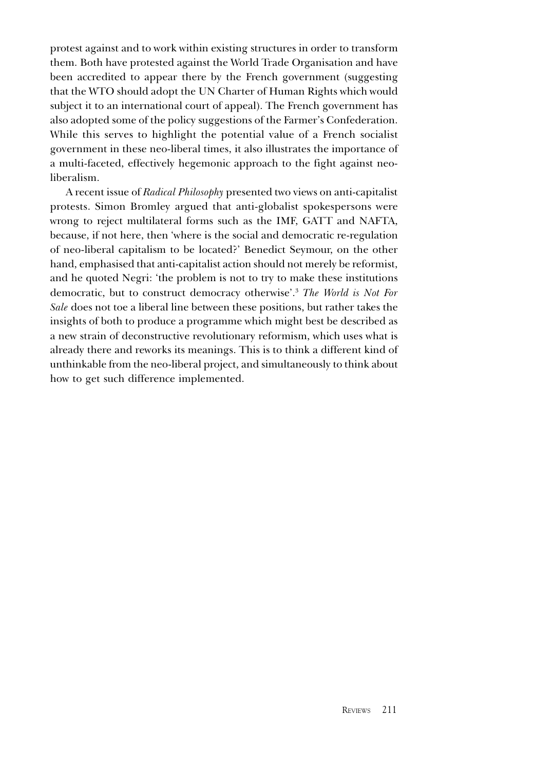protest against and to work within existing structures in order to transform them. Both have protested against the World Trade Organisation and have been accredited to appear there by the French government (suggesting that the WTO should adopt the UN Charter of Human Rights which would subject it to an international court of appeal). The French government has also adopted some of the policy suggestions of the Farmer's Confederation. While this serves to highlight the potential value of a French socialist government in these neo-liberal times, it also illustrates the importance of a multi-faceted, effectively hegemonic approach to the fight against neo-liberalism.

A recent issue of *Radical Philosophy* presented two views on anti-capitalist protests. Simon Bromley argued that anti-globalist spokespersons were wrong to reject multilateral forms such as the IMF, GATT and NAFTA, because, if not here, then 'where is the social and democratic re-regulation of neo-liberal capitalism to be located?' Benedict Seymour, on the other hand, emphasised that anti-capitalist action should not merely be reformist, and he quoted Negri: 'the problem is not to try to make these institutions democratic, but to construct democracy otherwise'.[3] *The World is Not For Sale* does not toe a liberal line between these positions, but rather takes the insights of both to produce a programme which might best be described as a new strain of deconstructive revolutionary reformism, which uses what is already there and reworks its meanings. This is to think a different kind of unthinkable from the neo-liberal project, and simultaneously to think about how to get such difference implemented.